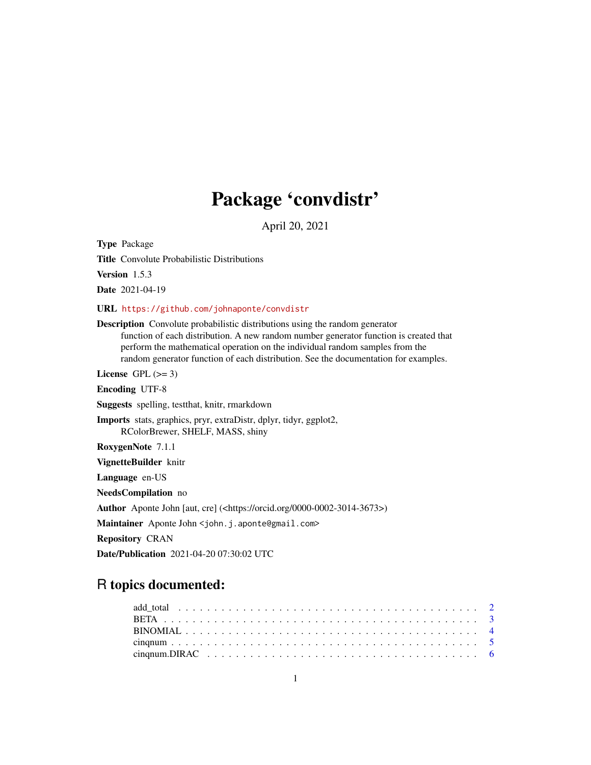# Package 'convdistr'

April 20, 2021

**Type** Package

**Title** Convolute Probabilistic Distributions

**Version** 1.5.3

**Date** 2021-04-19

**URL** https://github.com/johnaponte/convdistr

**Description** Convolute probabilistic distributions using the random generator function of each distribution. A new random number generator function is created that perform the mathematical operation on the individual random samples from the random generator function of each distribution. See the documentation for examples.

**License** GPL (>= 3)

**Encoding** UTF-8

**Suggests** spelling, testthat, knitr, rmarkdown

**Imports** stats, graphics, pryr, extraDistr, dplyr, tidyr, ggplot2, RColorBrewer, SHELF, MASS, shiny

**RoxygenNote** 7.1.1

**VignetteBuilder** knitr

**Language** en-US

**NeedsCompilation** no

**Author** Aponte John [aut, cre] (<https://orcid.org/0000-0002-3014-3673>)

**Maintainer** Aponte John <john.j.aponte@gmail.com>

**Repository** CRAN

**Date/Publication** 2021-04-20 07:30:02 UTC

## R topics documented:

add_total . . . . . . . . . . . . . . . . . . . . . . . . . . . . . . . . . . . . . . . . 2
BETA . . . . . . . . . . . . . . . . . . . . . . . . . . . . . . . . . . . . . . . . . . 3
BINOMIAL . . . . . . . . . . . . . . . . . . . . . . . . . . . . . . . . . . . . . . . 4
cinqnum . . . . . . . . . . . . . . . . . . . . . . . . . . . . . . . . . . . . . . . . 5
cinqnum.DIRAC . . . . . . . . . . . . . . . . . . . . . . . . . . . . . . . . . . . 6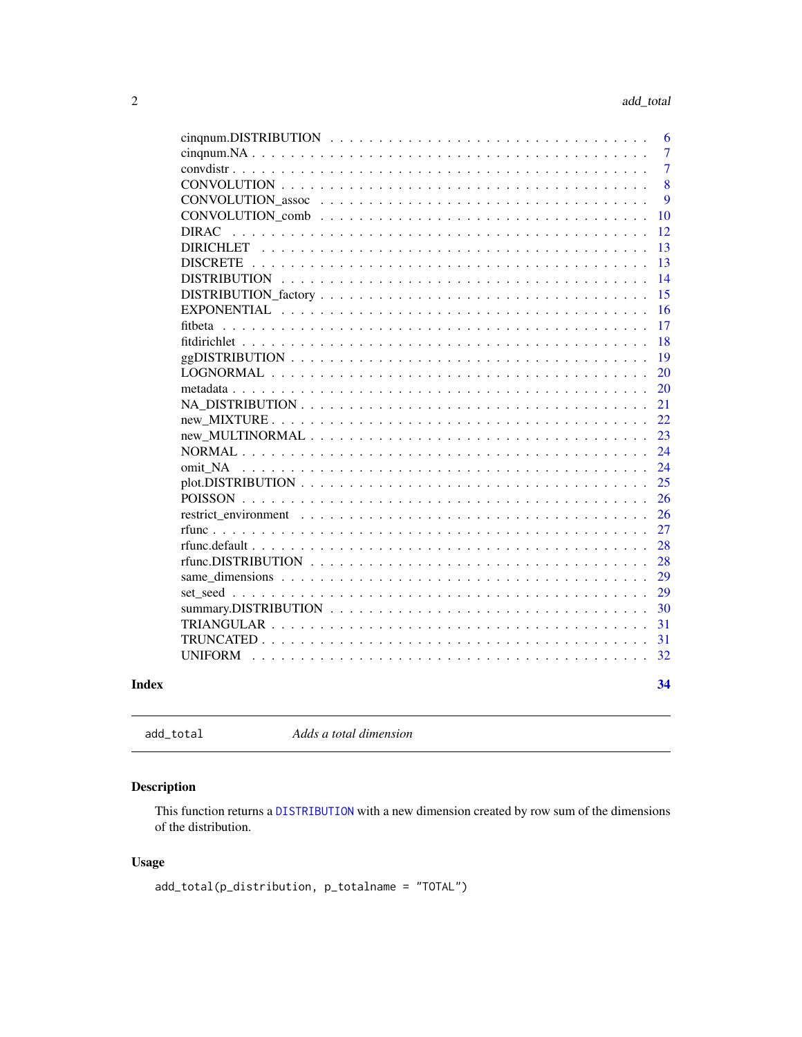cinqnum.DISTRIBUTION . . . . . . . . . . . . . . . . . . . . . . . . . . . . . . 6
cinqnum.NA . . . . . . . . . . . . . . . . . . . . . . . . . . . . . . . . . . . 7
convdistr . . . . . . . . . . . . . . . . . . . . . . . . . . . . . . . . . . . . 7
CONVOLUTION . . . . . . . . . . . . . . . . . . . . . . . . . . . . . . . . . . 8
CONVOLUTION_assoc . . . . . . . . . . . . . . . . . . . . . . . . . . . . . . 9
CONVOLUTION_comb . . . . . . . . . . . . . . . . . . . . . . . . . . . . . . 10
DIRAC . . . . . . . . . . . . . . . . . . . . . . . . . . . . . . . . . . . . . 12
DIRICHLET . . . . . . . . . . . . . . . . . . . . . . . . . . . . . . . . . . . 13
DISCRETE . . . . . . . . . . . . . . . . . . . . . . . . . . . . . . . . . . . 13
DISTRIBUTION . . . . . . . . . . . . . . . . . . . . . . . . . . . . . . . . . 14
DISTRIBUTION_factory . . . . . . . . . . . . . . . . . . . . . . . . . . . . . 15
EXPONENTIAL . . . . . . . . . . . . . . . . . . . . . . . . . . . . . . . . . 16
fitbeta . . . . . . . . . . . . . . . . . . . . . . . . . . . . . . . . . . . . . 17
fitdirichlet . . . . . . . . . . . . . . . . . . . . . . . . . . . . . . . . . . . 18
ggDISTRIBUTION . . . . . . . . . . . . . . . . . . . . . . . . . . . . . . . . 19
LOGNORMAL . . . . . . . . . . . . . . . . . . . . . . . . . . . . . . . . . . 20
metadata . . . . . . . . . . . . . . . . . . . . . . . . . . . . . . . . . . . . 20
NA_DISTRIBUTION . . . . . . . . . . . . . . . . . . . . . . . . . . . . . . . 21
new_MIXTURE . . . . . . . . . . . . . . . . . . . . . . . . . . . . . . . . . 22
new_MULTINORMAL . . . . . . . . . . . . . . . . . . . . . . . . . . . . . . 23
NORMAL . . . . . . . . . . . . . . . . . . . . . . . . . . . . . . . . . . . . 24
omit_NA . . . . . . . . . . . . . . . . . . . . . . . . . . . . . . . . . . . . 24
plot.DISTRIBUTION . . . . . . . . . . . . . . . . . . . . . . . . . . . . . . 25
POISSON . . . . . . . . . . . . . . . . . . . . . . . . . . . . . . . . . . . . 26
restrict_environment . . . . . . . . . . . . . . . . . . . . . . . . . . . . . . 26
rfunc . . . . . . . . . . . . . . . . . . . . . . . . . . . . . . . . . . . . . . 27
rfunc.default . . . . . . . . . . . . . . . . . . . . . . . . . . . . . . . . . . 28
rfunc.DISTRIBUTION . . . . . . . . . . . . . . . . . . . . . . . . . . . . . . 28
same_dimensions . . . . . . . . . . . . . . . . . . . . . . . . . . . . . . . . 29
set_seed . . . . . . . . . . . . . . . . . . . . . . . . . . . . . . . . . . . . 29
summary.DISTRIBUTION . . . . . . . . . . . . . . . . . . . . . . . . . . . . 30
TRIANGULAR . . . . . . . . . . . . . . . . . . . . . . . . . . . . . . . . . . 31
TRUNCATED . . . . . . . . . . . . . . . . . . . . . . . . . . . . . . . . . . 31
UNIFORM . . . . . . . . . . . . . . . . . . . . . . . . . . . . . . . . . . . . 32

**Index** **34**

---

`add_total` *Adds a total dimension*

---

## Description

This function returns a DISTRIBUTION with a new dimension created by row sum of the dimensions of the distribution.

## Usage

```
add_total(p_distribution, p_totalname = "TOTAL")
```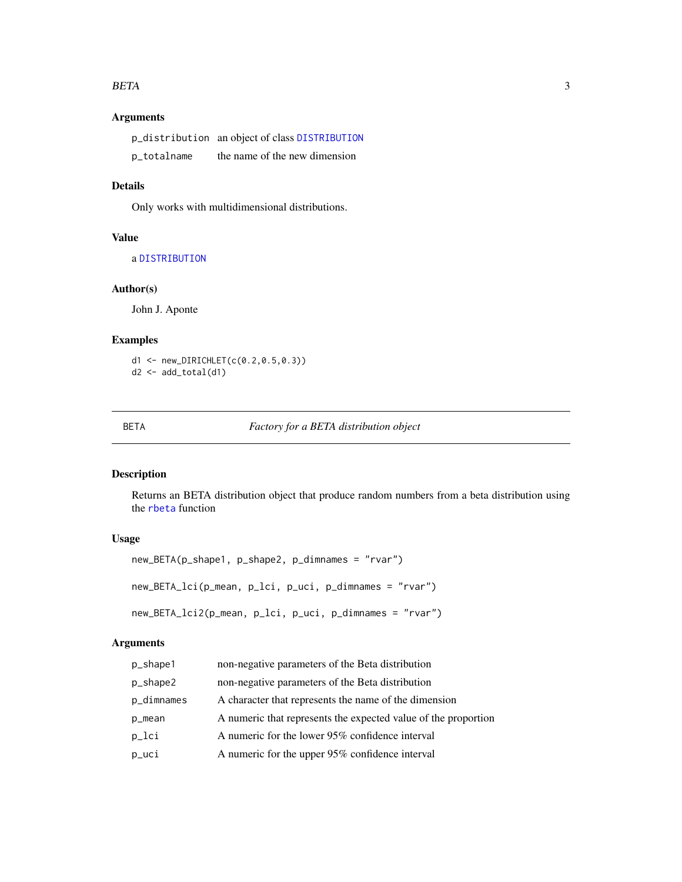### Arguments

| | |
|---|---|
| p_distribution | an object of class DISTRIBUTION |
| p_totalname | the name of the new dimension |

### Details

Only works with multidimensional distributions.

### Value

a DISTRIBUTION

### Author(s)

John J. Aponte

### Examples

```
d1 <- new_DIRICHLET(c(0.2,0.5,0.3))
d2 <- add_total(d1)
```

---

## BETA *Factory for a BETA distribution object*

---

### Description

Returns an BETA distribution object that produce random numbers from a beta distribution using the rbeta function

### Usage

```
new_BETA(p_shape1, p_shape2, p_dimnames = "rvar")

new_BETA_lci(p_mean, p_lci, p_uci, p_dimnames = "rvar")

new_BETA_lci2(p_mean, p_lci, p_uci, p_dimnames = "rvar")
```

### Arguments

| | |
|---|---|
| p_shape1 | non-negative parameters of the Beta distribution |
| p_shape2 | non-negative parameters of the Beta distribution |
| p_dimnames | A character that represents the name of the dimension |
| p_mean | A numeric that represents the expected value of the proportion |
| p_lci | A numeric for the lower 95% confidence interval |
| p_uci | A numeric for the upper 95% confidence interval |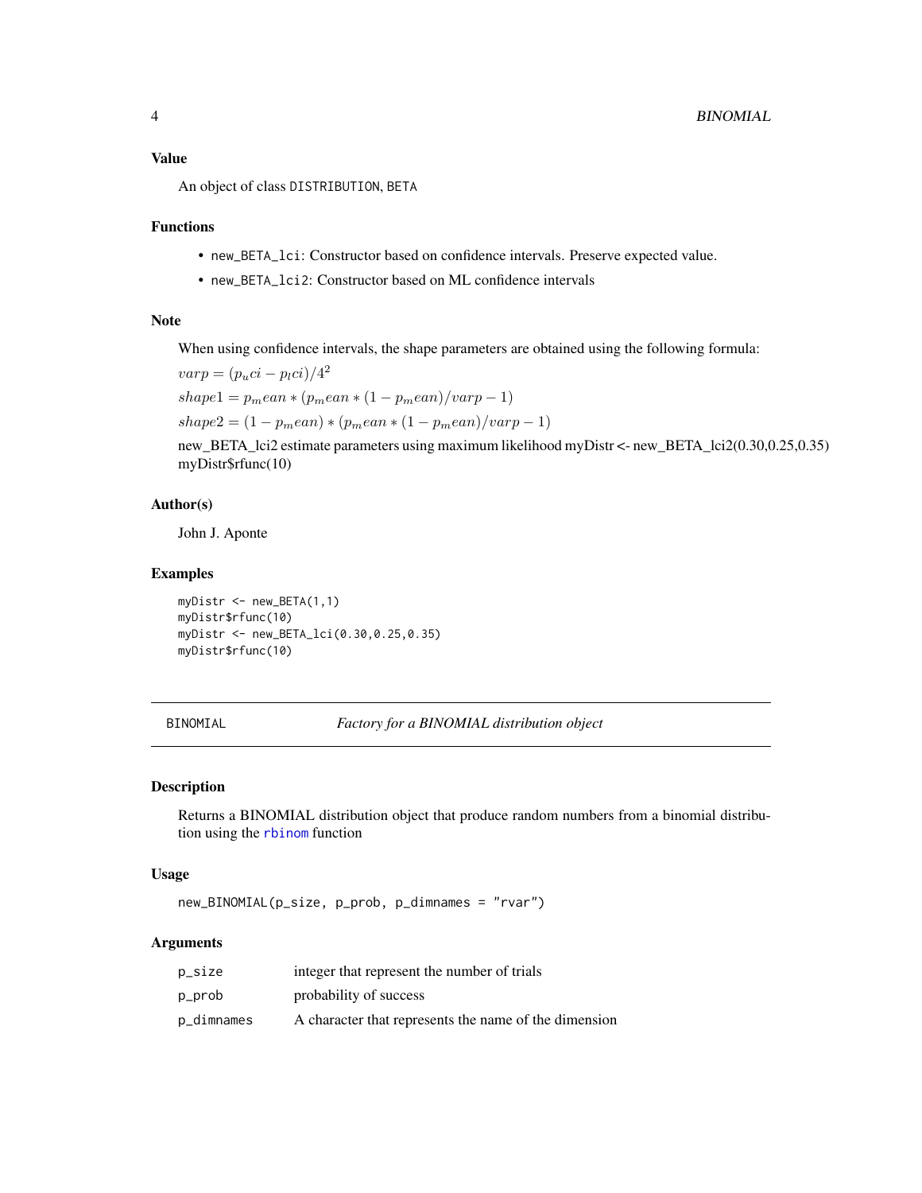## Value

An object of class `DISTRIBUTION, BETA`

## Functions

- `new_BETA_lci`: Constructor based on confidence intervals. Preserve expected value.
- `new_BETA_lci2`: Constructor based on ML confidence intervals

## Note

When using confidence intervals, the shape parameters are obtained using the following formula:

$varp = (p_u ci - p_l ci)/4^2$

$shape1 = p_m ean * (p_m ean * (1 - p_m ean)/varp - 1)$

$shape2 = (1 - p_m ean) * (p_m ean * (1 - p_m ean)/varp - 1)$

new_BETA_lci2 estimate parameters using maximum likelihood myDistr <- new_BETA_lci2(0.30,0.25,0.35) myDistr$rfunc(10)

## Author(s)

John J. Aponte

## Examples

```
myDistr <- new_BETA(1,1)
myDistr$rfunc(10)
myDistr <- new_BETA_lci(0.30,0.25,0.35)
myDistr$rfunc(10)
```

---

# BINOMIAL — *Factory for a BINOMIAL distribution object*

---

## Description

Returns a BINOMIAL distribution object that produce random numbers from a binomial distribution using the `rbinom` function

## Usage

```
new_BINOMIAL(p_size, p_prob, p_dimnames = "rvar")
```

## Arguments

| | |
|---|---|
| `p_size` | integer that represent the number of trials |
| `p_prob` | probability of success |
| `p_dimnames` | A character that represents the name of the dimension |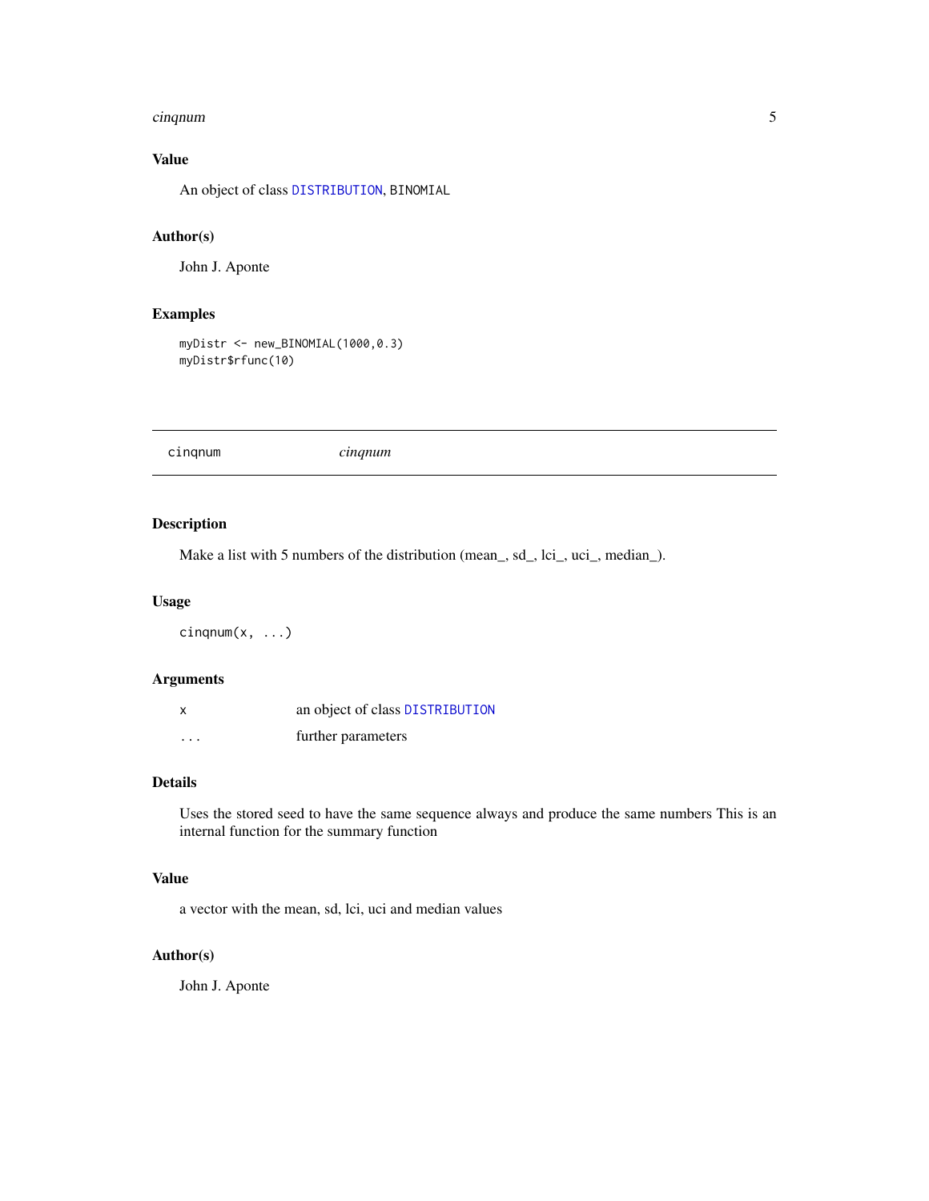### Value

An object of class DISTRIBUTION, BINOMIAL

### Author(s)

John J. Aponte

### Examples

```
myDistr <- new_BINOMIAL(1000,0.3)
myDistr$rfunc(10)
```

---

## cinqnum *cinqnum*

---

### Description

Make a list with 5 numbers of the distribution (mean_, sd_, lci_, uci_, median_).

### Usage

```
cinqnum(x, ...)
```

### Arguments

| | |
|---|---|
| x | an object of class DISTRIBUTION |
| ... | further parameters |

### Details

Uses the stored seed to have the same sequence always and produce the same numbers This is an internal function for the summary function

### Value

a vector with the mean, sd, lci, uci and median values

### Author(s)

John J. Aponte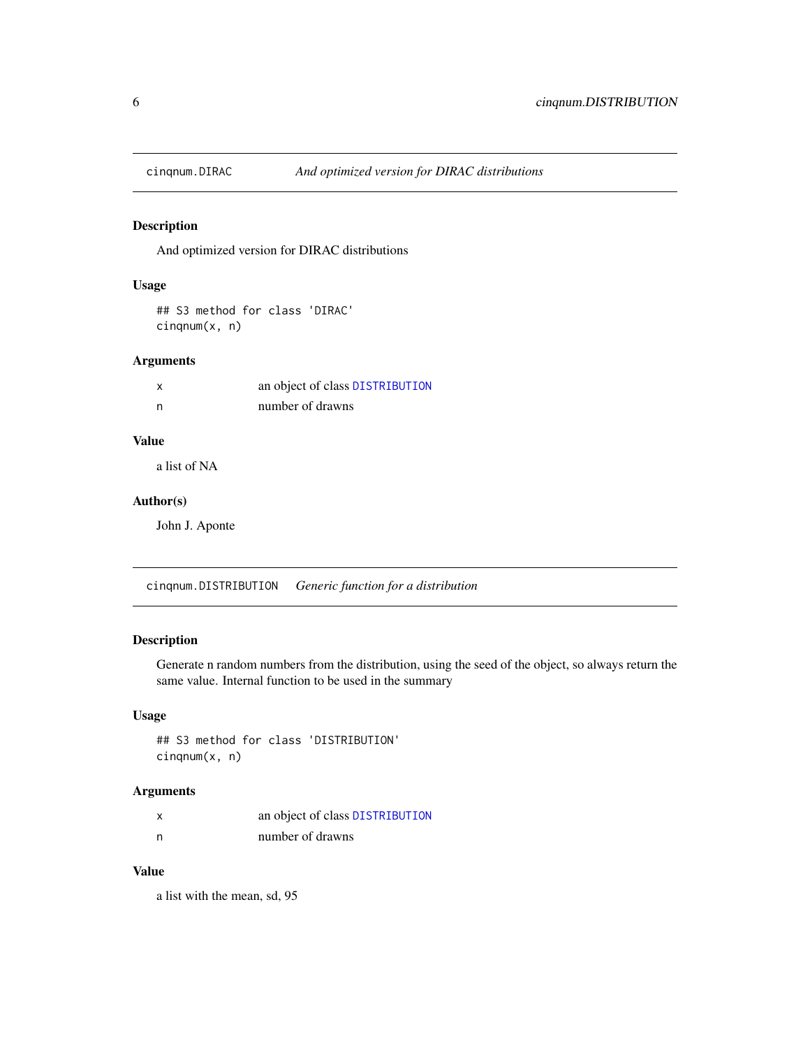## cinqnum.DIRAC *And optimized version for DIRAC distributions*

### Description

And optimized version for DIRAC distributions

### Usage

```
## S3 method for class 'DIRAC'
cinqnum(x, n)
```

### Arguments

| | |
|---|---|
| x | an object of class DISTRIBUTION |
| n | number of drawns |

### Value

a list of NA

### Author(s)

John J. Aponte

## cinqnum.DISTRIBUTION *Generic function for a distribution*

### Description

Generate n random numbers from the distribution, using the seed of the object, so always return the same value. Internal function to be used in the summary

### Usage

```
## S3 method for class 'DISTRIBUTION'
cinqnum(x, n)
```

### Arguments

| | |
|---|---|
| x | an object of class DISTRIBUTION |
| n | number of drawns |

### Value

a list with the mean, sd, 95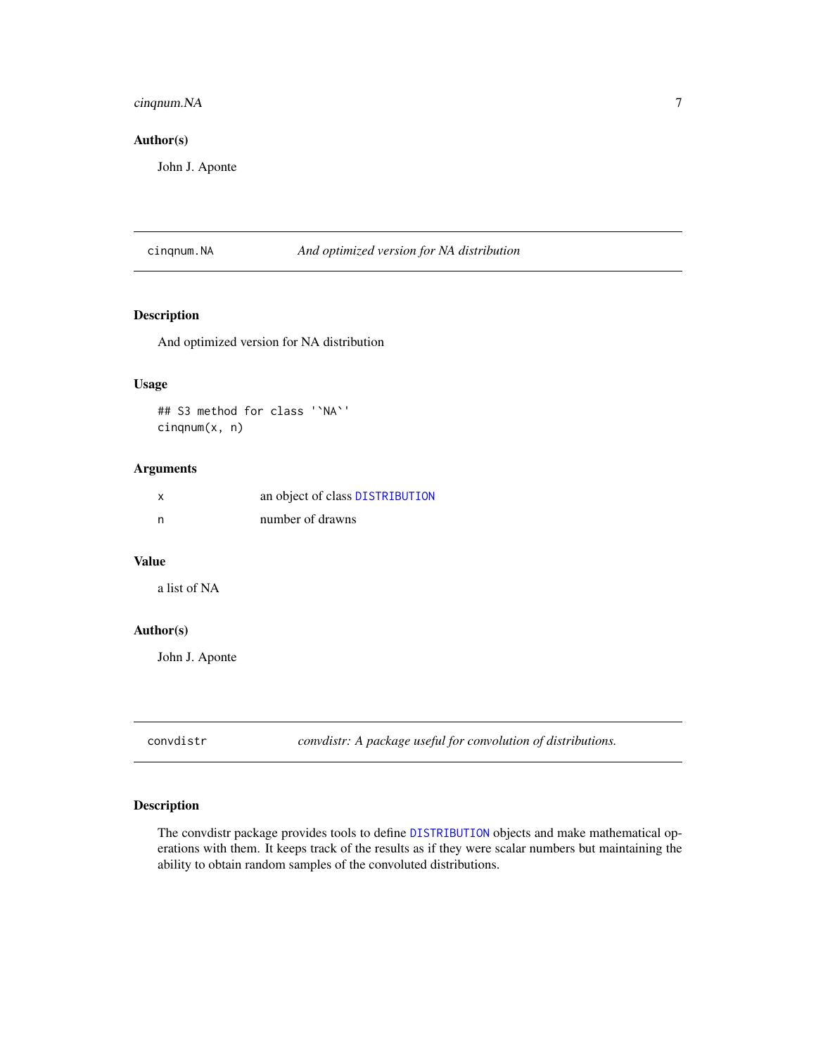## Author(s)

John J. Aponte

---

# cinqnum.NA — *And optimized version for NA distribution*

## Description

And optimized version for NA distribution

## Usage

```
## S3 method for class '`NA`'
cinqnum(x, n)
```

## Arguments

| | |
|---|---|
| x | an object of class DISTRIBUTION |
| n | number of drawns |

## Value

a list of NA

## Author(s)

John J. Aponte

---

# convdistr — *convdistr: A package useful for convolution of distributions.*

## Description

The convdistr package provides tools to define DISTRIBUTION objects and make mathematical operations with them. It keeps track of the results as if they were scalar numbers but maintaining the ability to obtain random samples of the convoluted distributions.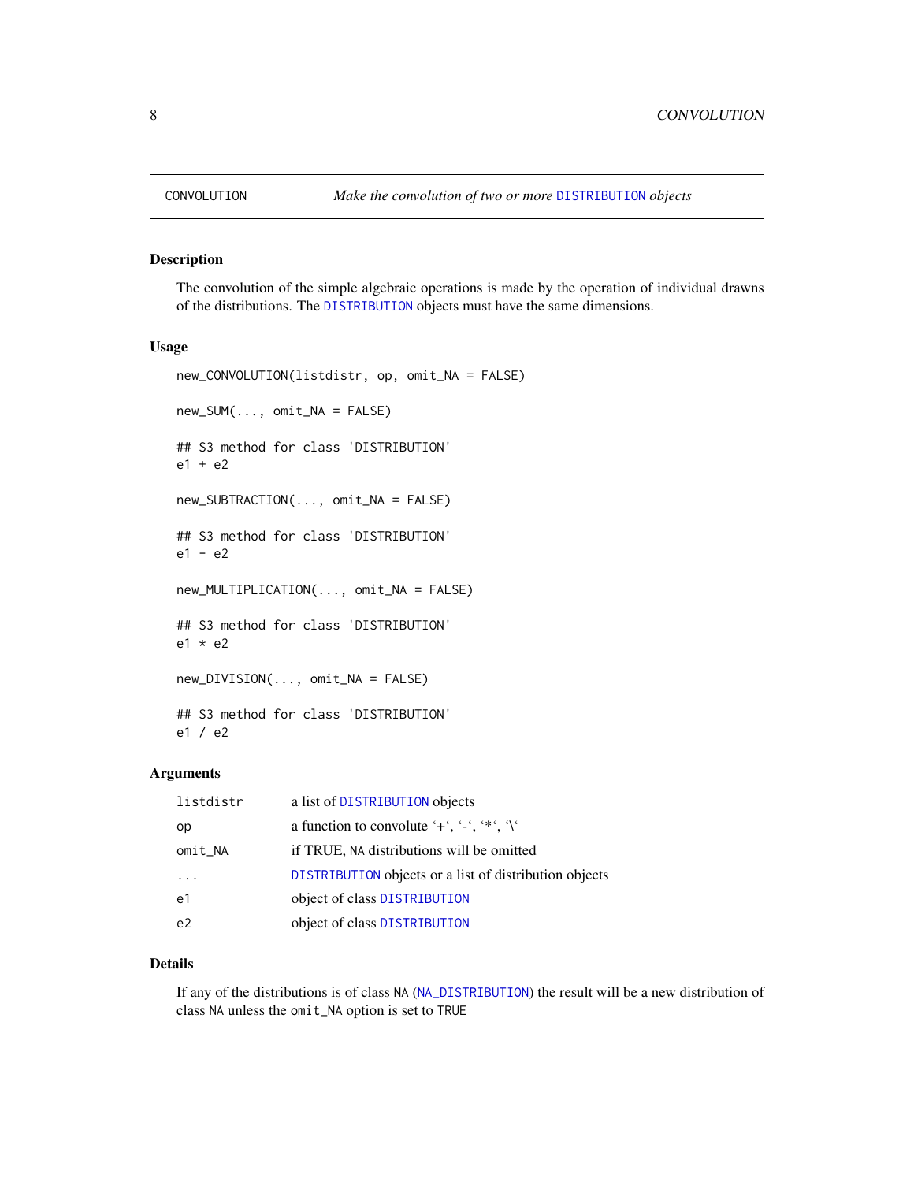CONVOLUTION *Make the convolution of two or more DISTRIBUTION objects*

### Description

The convolution of the simple algebraic operations is made by the operation of individual drawns of the distributions. The DISTRIBUTION objects must have the same dimensions.

### Usage

```
new_CONVOLUTION(listdistr, op, omit_NA = FALSE)

new_SUM(..., omit_NA = FALSE)

## S3 method for class 'DISTRIBUTION'
e1 + e2

new_SUBTRACTION(..., omit_NA = FALSE)

## S3 method for class 'DISTRIBUTION'
e1 - e2

new_MULTIPLICATION(..., omit_NA = FALSE)

## S3 method for class 'DISTRIBUTION'
e1 * e2

new_DIVISION(..., omit_NA = FALSE)

## S3 method for class 'DISTRIBUTION'
e1 / e2
```

### Arguments

| | |
|---|---|
| listdistr | a list of DISTRIBUTION objects |
| op | a function to convolute '+', '-', '*', '\' |
| omit_NA | if TRUE, NA distributions will be omitted |
| ... | DISTRIBUTION objects or a list of distribution objects |
| e1 | object of class DISTRIBUTION |
| e2 | object of class DISTRIBUTION |

### Details

If any of the distributions is of class NA (NA_DISTRIBUTION) the result will be a new distribution of class NA unless the omit_NA option is set to TRUE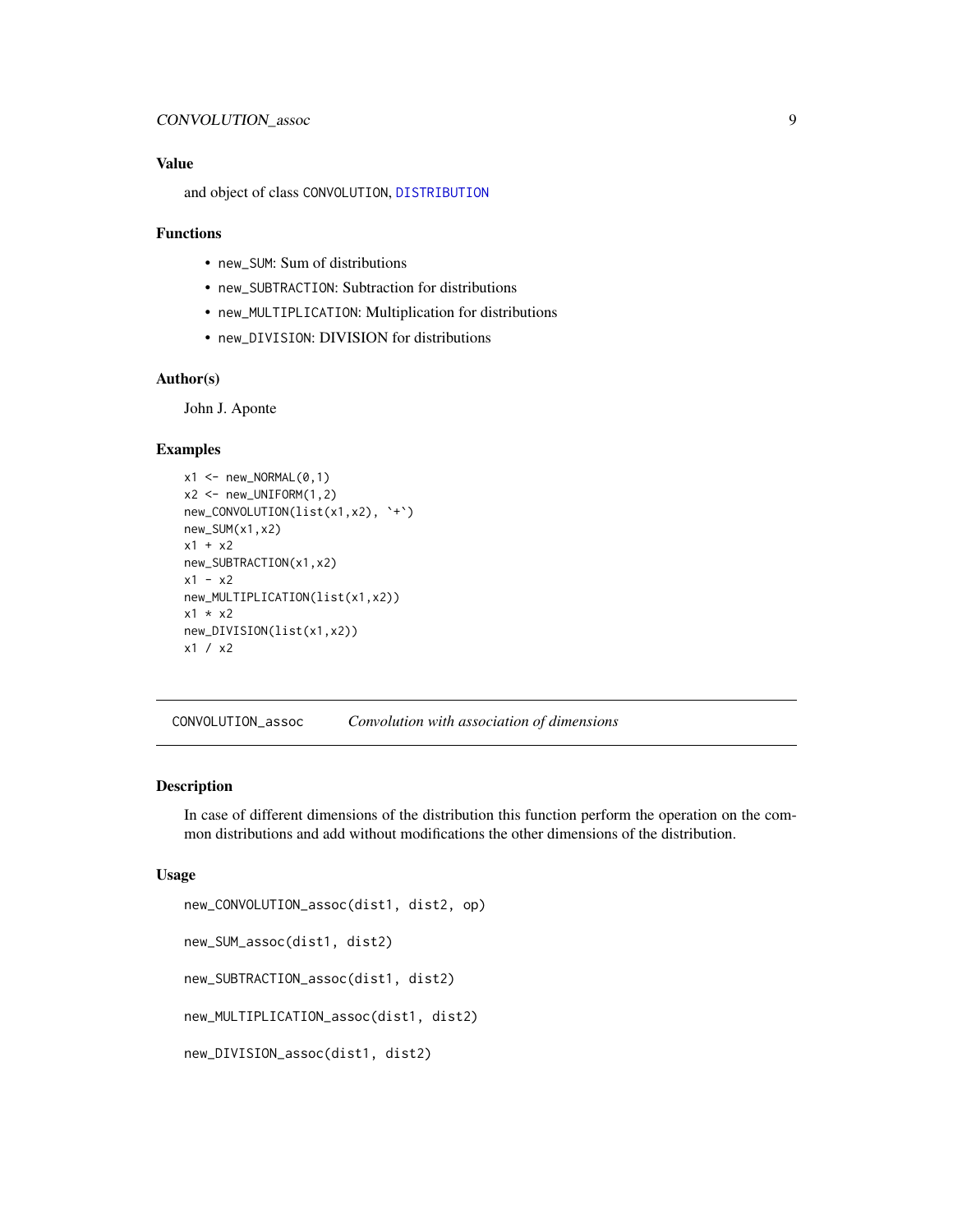### Value

and object of class CONVOLUTION, DISTRIBUTION

### Functions

- new_SUM: Sum of distributions
- new_SUBTRACTION: Subtraction for distributions
- new_MULTIPLICATION: Multiplication for distributions
- new_DIVISION: DIVISION for distributions

### Author(s)

John J. Aponte

### Examples

```
x1 <- new_NORMAL(0,1)
x2 <- new_UNIFORM(1,2)
new_CONVOLUTION(list(x1,x2), `+`)
new_SUM(x1,x2)
x1 + x2
new_SUBTRACTION(x1,x2)
x1 - x2
new_MULTIPLICATION(list(x1,x2))
x1 * x2
new_DIVISION(list(x1,x2))
x1 / x2
```

---

## CONVOLUTION_assoc &nbsp;&nbsp;&nbsp; *Convolution with association of dimensions*

---

### Description

In case of different dimensions of the distribution this function perform the operation on the common distributions and add without modifications the other dimensions of the distribution.

### Usage

```
new_CONVOLUTION_assoc(dist1, dist2, op)

new_SUM_assoc(dist1, dist2)

new_SUBTRACTION_assoc(dist1, dist2)

new_MULTIPLICATION_assoc(dist1, dist2)

new_DIVISION_assoc(dist1, dist2)
```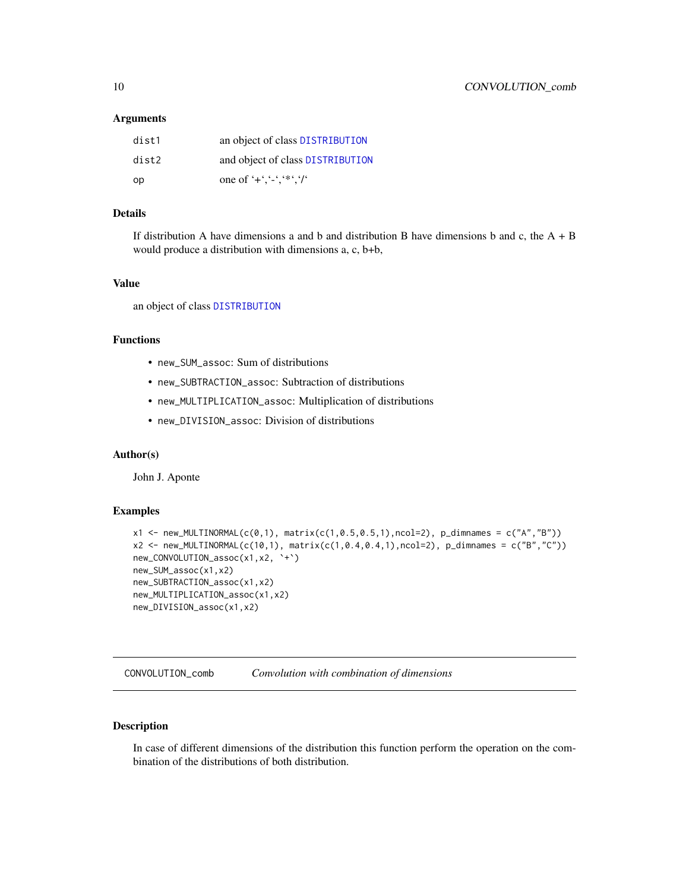### Arguments

| | |
|---|---|
| dist1 | an object of class DISTRIBUTION |
| dist2 | and object of class DISTRIBUTION |
| op | one of '+','-','*','/' |

### Details

If distribution A have dimensions a and b and distribution B have dimensions b and c, the A + B would produce a distribution with dimensions a, c, b+b,

### Value

an object of class DISTRIBUTION

### Functions

- `new_SUM_assoc`: Sum of distributions
- `new_SUBTRACTION_assoc`: Subtraction of distributions
- `new_MULTIPLICATION_assoc`: Multiplication of distributions
- `new_DIVISION_assoc`: Division of distributions

### Author(s)

John J. Aponte

### Examples

```
x1 <- new_MULTINORMAL(c(0,1), matrix(c(1,0.5,0.5,1),ncol=2), p_dimnames = c("A","B"))
x2 <- new_MULTINORMAL(c(10,1), matrix(c(1,0.4,0.4,1),ncol=2), p_dimnames = c("B","C"))
new_CONVOLUTION_assoc(x1,x2, `+`)
new_SUM_assoc(x1,x2)
new_SUBTRACTION_assoc(x1,x2)
new_MULTIPLICATION_assoc(x1,x2)
new_DIVISION_assoc(x1,x2)
```

---

## CONVOLUTION_comb &nbsp;&nbsp;&nbsp; *Convolution with combination of dimensions*

### Description

In case of different dimensions of the distribution this function perform the operation on the combination of the distributions of both distribution.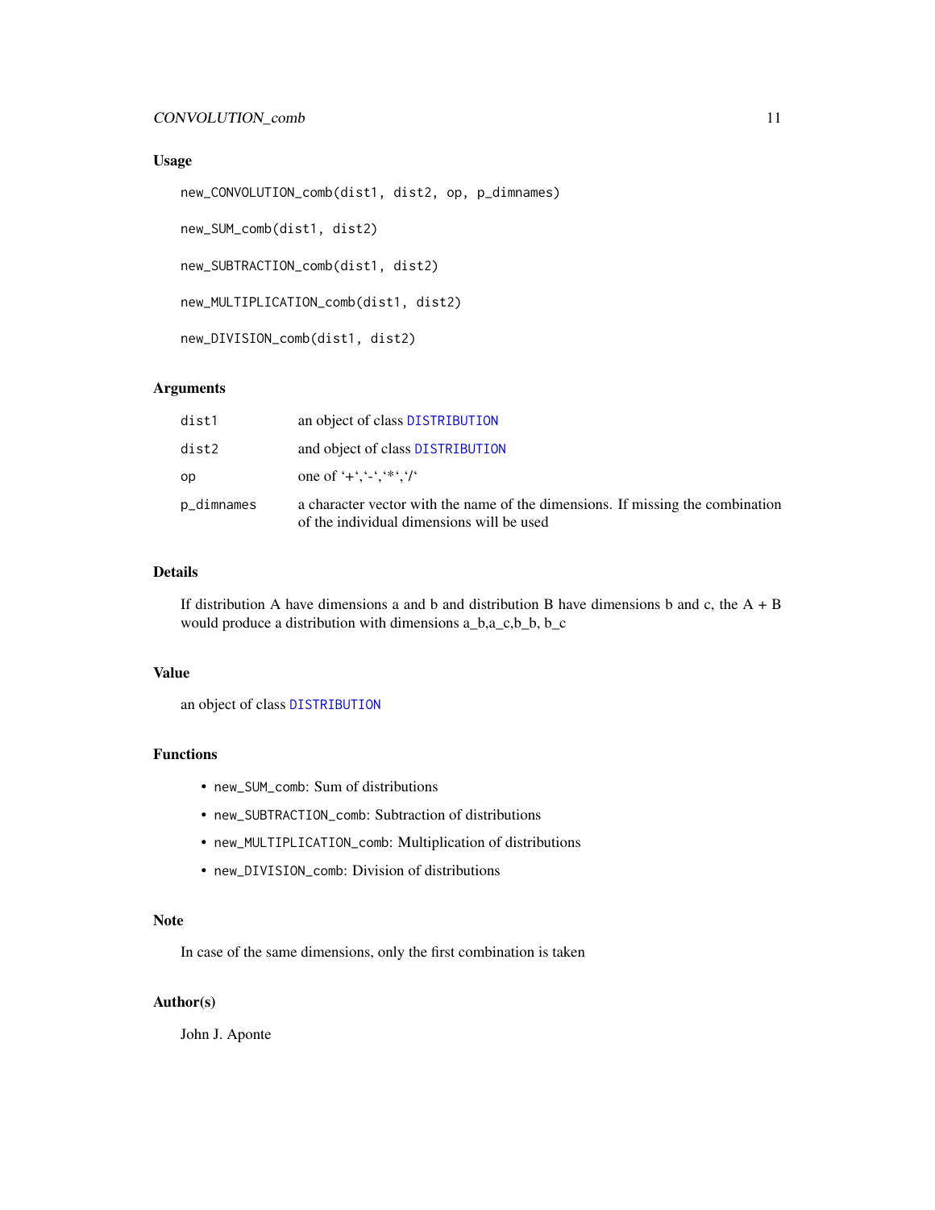### Usage

```
new_CONVOLUTION_comb(dist1, dist2, op, p_dimnames)

new_SUM_comb(dist1, dist2)

new_SUBTRACTION_comb(dist1, dist2)

new_MULTIPLICATION_comb(dist1, dist2)

new_DIVISION_comb(dist1, dist2)
```

### Arguments

| | |
|---|---|
| `dist1` | an object of class `DISTRIBUTION` |
| `dist2` | and object of class `DISTRIBUTION` |
| `op` | one of '+','-','*','/' |
| `p_dimnames` | a character vector with the name of the dimensions. If missing the combination of the individual dimensions will be used |

### Details

If distribution A have dimensions a and b and distribution B have dimensions b and c, the A + B would produce a distribution with dimensions a_b,a_c,b_b, b_c

### Value

an object of class `DISTRIBUTION`

### Functions

- `new_SUM_comb`: Sum of distributions
- `new_SUBTRACTION_comb`: Subtraction of distributions
- `new_MULTIPLICATION_comb`: Multiplication of distributions
- `new_DIVISION_comb`: Division of distributions

### Note

In case of the same dimensions, only the first combination is taken

### Author(s)

John J. Aponte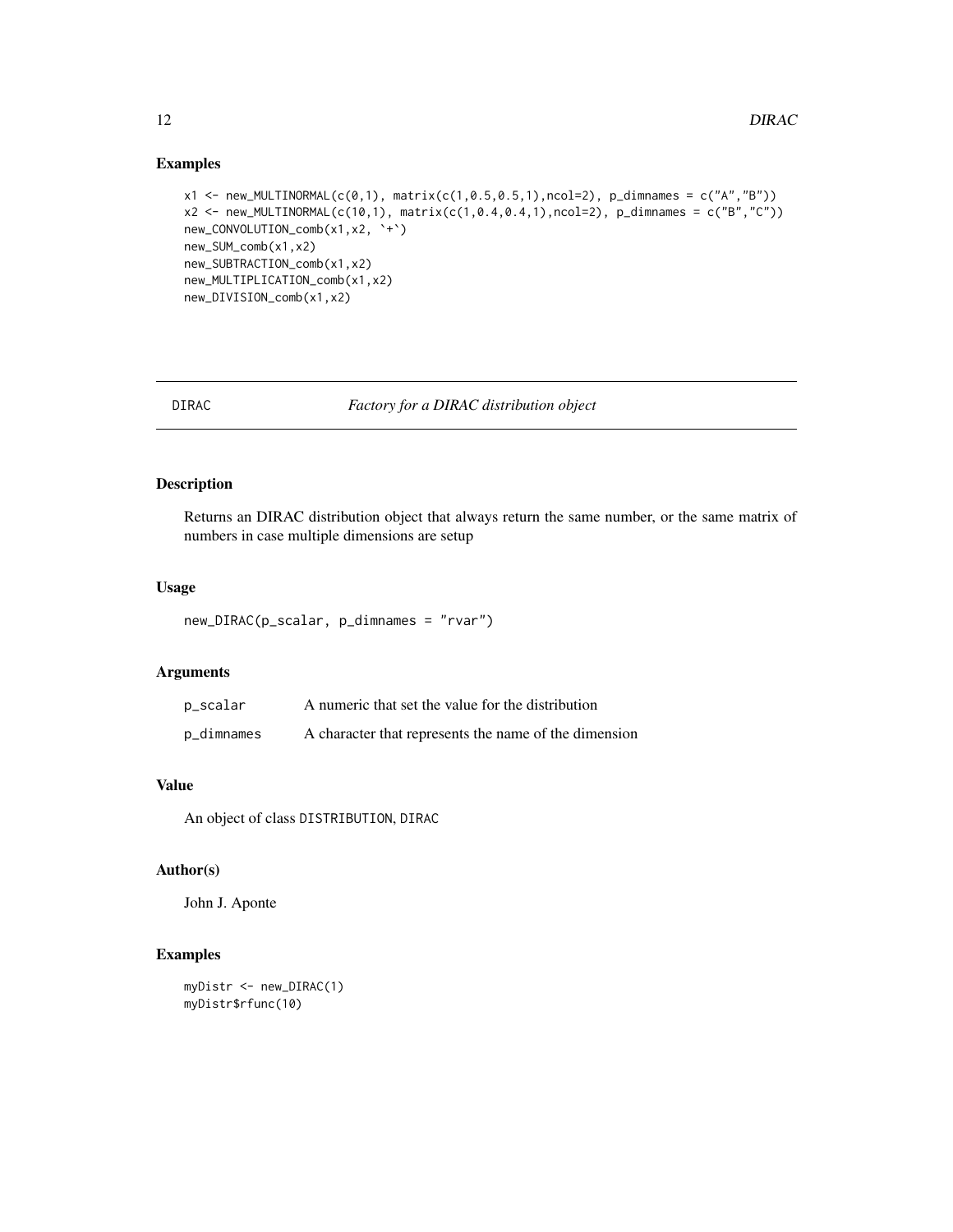## Examples

```
x1 <- new_MULTINORMAL(c(0,1), matrix(c(1,0.5,0.5,1),ncol=2), p_dimnames = c("A","B"))
x2 <- new_MULTINORMAL(c(10,1), matrix(c(1,0.4,0.4,1),ncol=2), p_dimnames = c("B","C"))
new_CONVOLUTION_comb(x1,x2, `+`)
new_SUM_comb(x1,x2)
new_SUBTRACTION_comb(x1,x2)
new_MULTIPLICATION_comb(x1,x2)
new_DIVISION_comb(x1,x2)
```

# DIRAC — *Factory for a DIRAC distribution object*

## Description

Returns an DIRAC distribution object that always return the same number, or the same matrix of numbers in case multiple dimensions are setup

## Usage

```
new_DIRAC(p_scalar, p_dimnames = "rvar")
```

## Arguments

| | |
|---|---|
| p_scalar | A numeric that set the value for the distribution |
| p_dimnames | A character that represents the name of the dimension |

## Value

An object of class DISTRIBUTION, DIRAC

## Author(s)

John J. Aponte

## Examples

```
myDistr <- new_DIRAC(1)
myDistr$rfunc(10)
```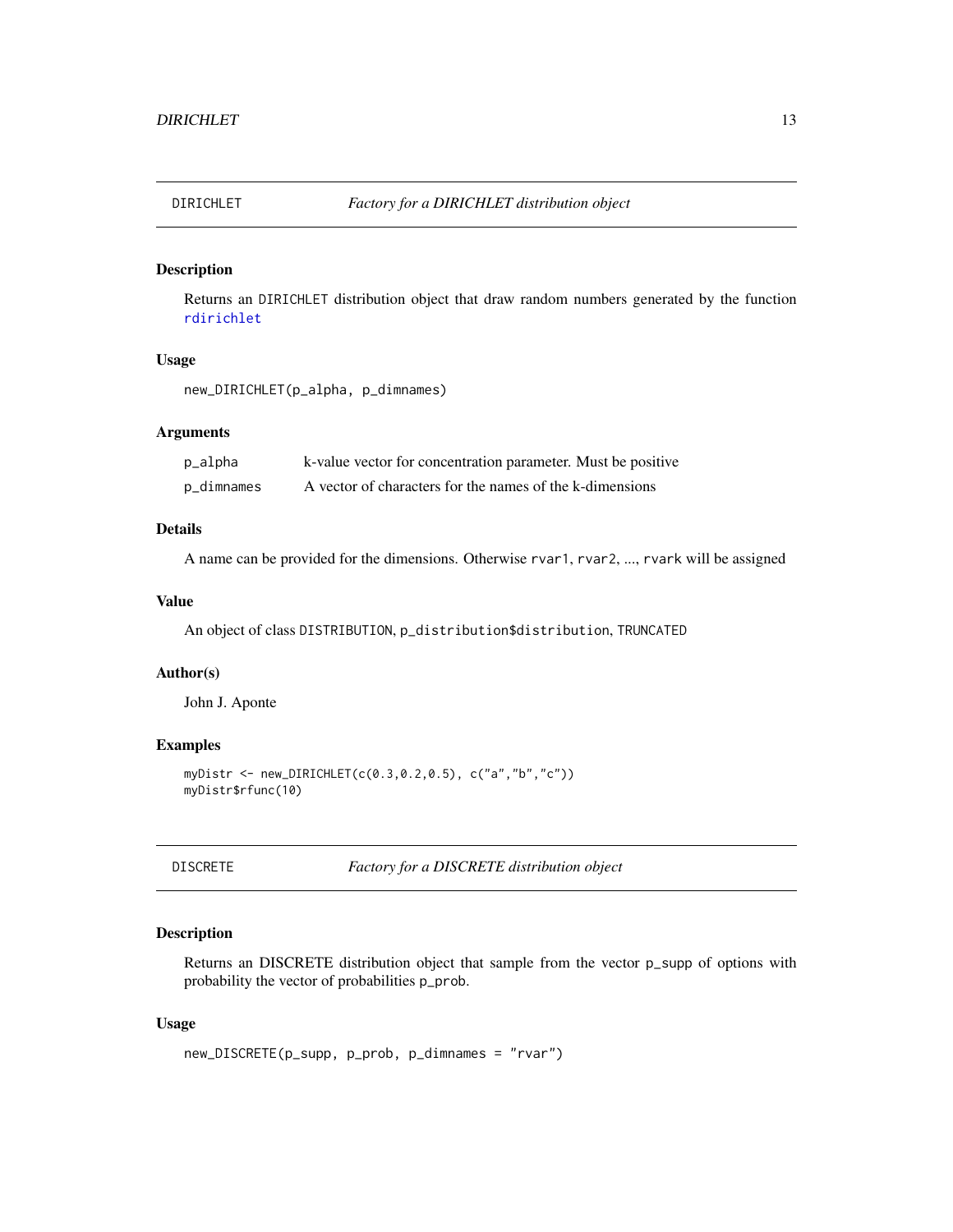## DIRICHLET — *Factory for a DIRICHLET distribution object*

### Description

Returns an DIRICHLET distribution object that draw random numbers generated by the function rdirichlet

### Usage

```
new_DIRICHLET(p_alpha, p_dimnames)
```

### Arguments

| | |
|---|---|
| p_alpha | k-value vector for concentration parameter. Must be positive |
| p_dimnames | A vector of characters for the names of the k-dimensions |

### Details

A name can be provided for the dimensions. Otherwise rvar1, rvar2, ..., rvark will be assigned

### Value

An object of class DISTRIBUTION, p_distribution$distribution, TRUNCATED

### Author(s)

John J. Aponte

### Examples

```
myDistr <- new_DIRICHLET(c(0.3,0.2,0.5), c("a","b","c"))
myDistr$rfunc(10)
```

## DISCRETE — *Factory for a DISCRETE distribution object*

### Description

Returns an DISCRETE distribution object that sample from the vector p_supp of options with probability the vector of probabilities p_prob.

### Usage

```
new_DISCRETE(p_supp, p_prob, p_dimnames = "rvar")
```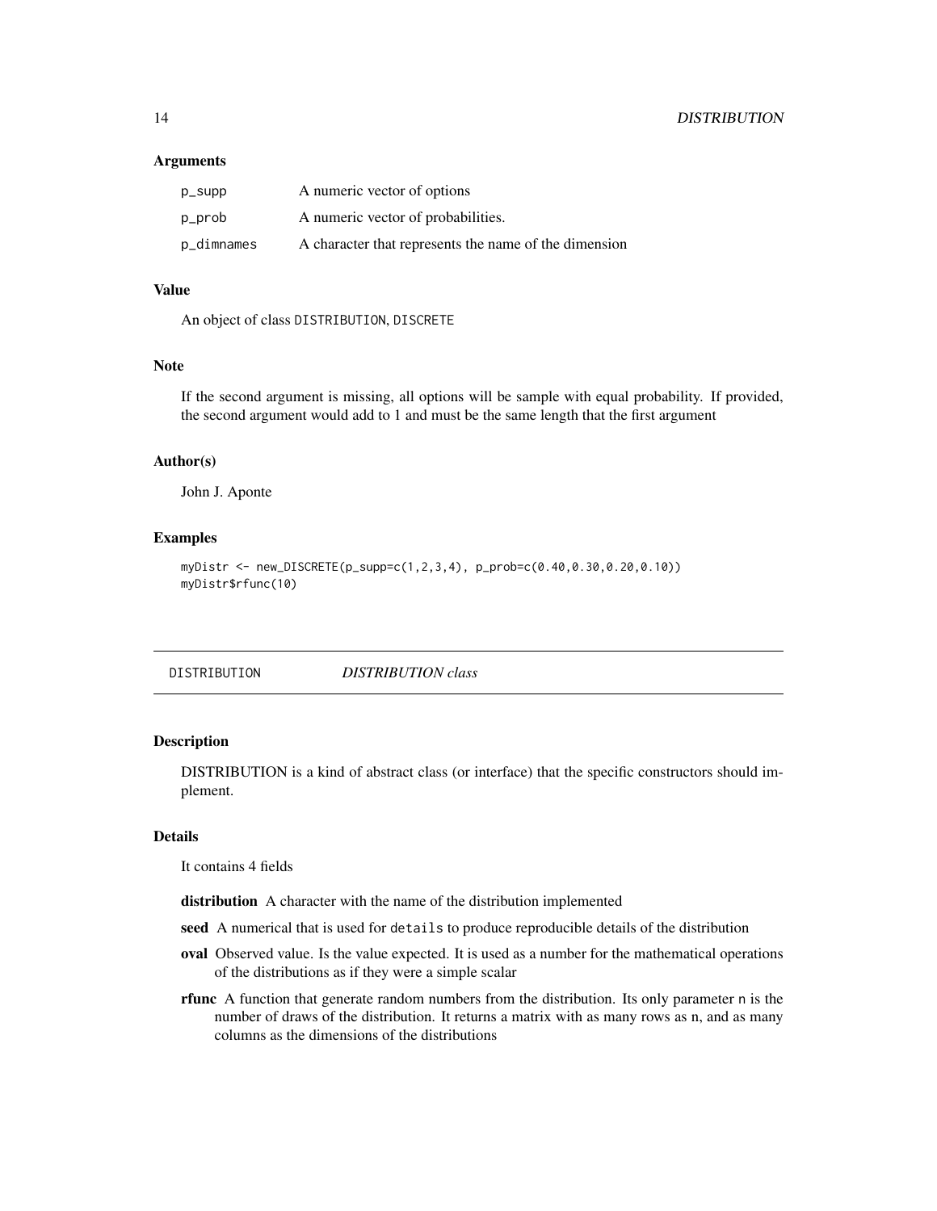### Arguments

| | |
|---|---|
| p_supp | A numeric vector of options |
| p_prob | A numeric vector of probabilities. |
| p_dimnames | A character that represents the name of the dimension |

### Value

An object of class DISTRIBUTION, DISCRETE

### Note

If the second argument is missing, all options will be sample with equal probability. If provided, the second argument would add to 1 and must be the same length that the first argument

### Author(s)

John J. Aponte

### Examples

```
myDistr <- new_DISCRETE(p_supp=c(1,2,3,4), p_prob=c(0.40,0.30,0.20,0.10))
myDistr$rfunc(10)
```

---

## DISTRIBUTION &nbsp;&nbsp;&nbsp; *DISTRIBUTION class*

### Description

DISTRIBUTION is a kind of abstract class (or interface) that the specific constructors should implement.

### Details

It contains 4 fields

**distribution** A character with the name of the distribution implemented

**seed** A numerical that is used for `details` to produce reproducible details of the distribution

**oval** Observed value. Is the value expected. It is used as a number for the mathematical operations of the distributions as if they were a simple scalar

**rfunc** A function that generate random numbers from the distribution. Its only parameter `n` is the number of draws of the distribution. It returns a matrix with as many rows as n, and as many columns as the dimensions of the distributions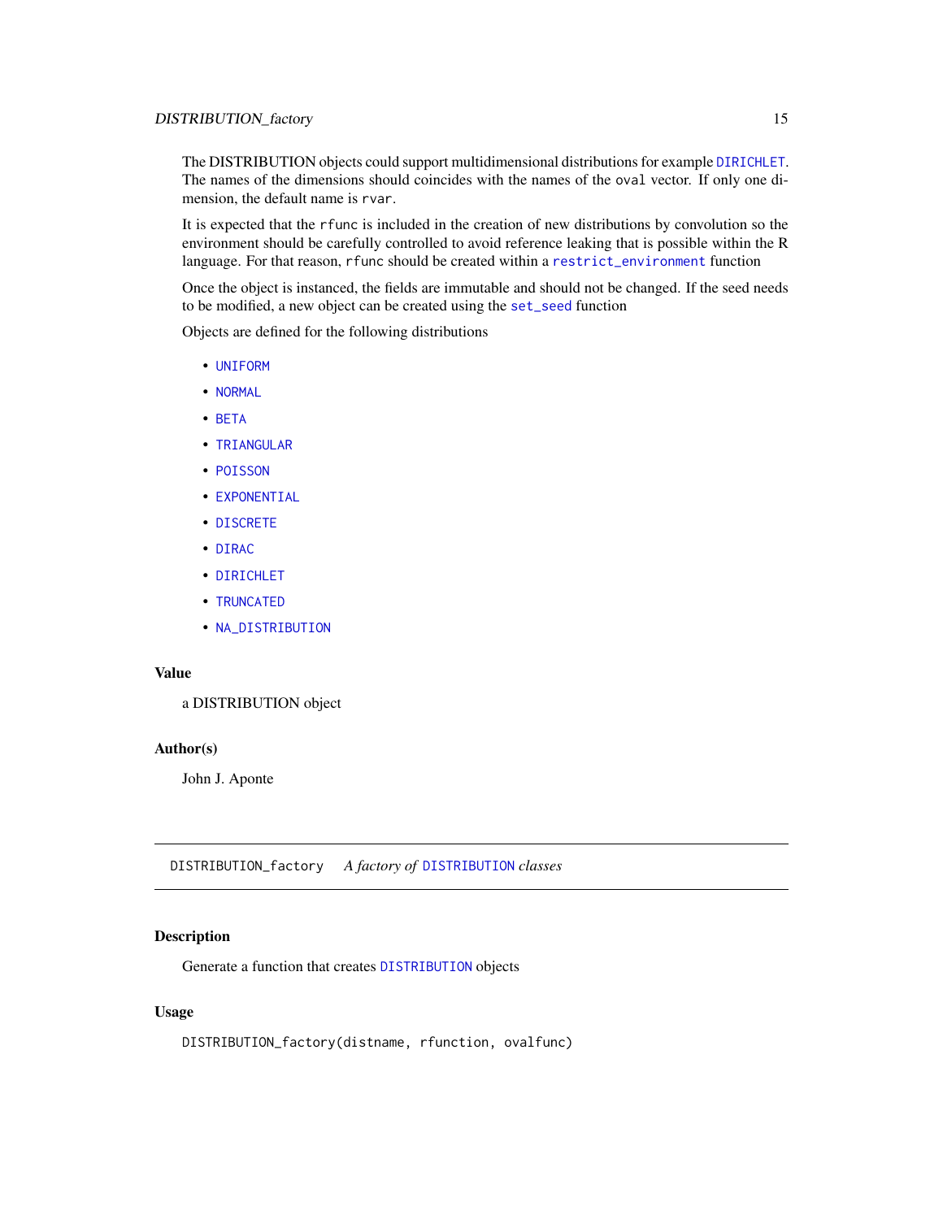The DISTRIBUTION objects could support multidimensional distributions for example `DIRICHLET`. The names of the dimensions should coincides with the names of the `oval` vector. If only one dimension, the default name is `rvar`.

It is expected that the `rfunc` is included in the creation of new distributions by convolution so the environment should be carefully controlled to avoid reference leaking that is possible within the R language. For that reason, `rfunc` should be created within a `restrict_environment` function

Once the object is instanced, the fields are immutable and should not be changed. If the seed needs to be modified, a new object can be created using the `set_seed` function

Objects are defined for the following distributions

- `UNIFORM`
- `NORMAL`
- `BETA`
- `TRIANGULAR`
- `POISSON`
- `EXPONENTIAL`
- `DISCRETE`
- `DIRAC`
- `DIRICHLET`
- `TRUNCATED`
- `NA_DISTRIBUTION`

### Value

a DISTRIBUTION object

### Author(s)

John J. Aponte

---

## DISTRIBUTION_factory &nbsp;&nbsp; *A factory of* `DISTRIBUTION` *classes*

---

### Description

Generate a function that creates `DISTRIBUTION` objects

### Usage

```
DISTRIBUTION_factory(distname, rfunction, ovalfunc)
```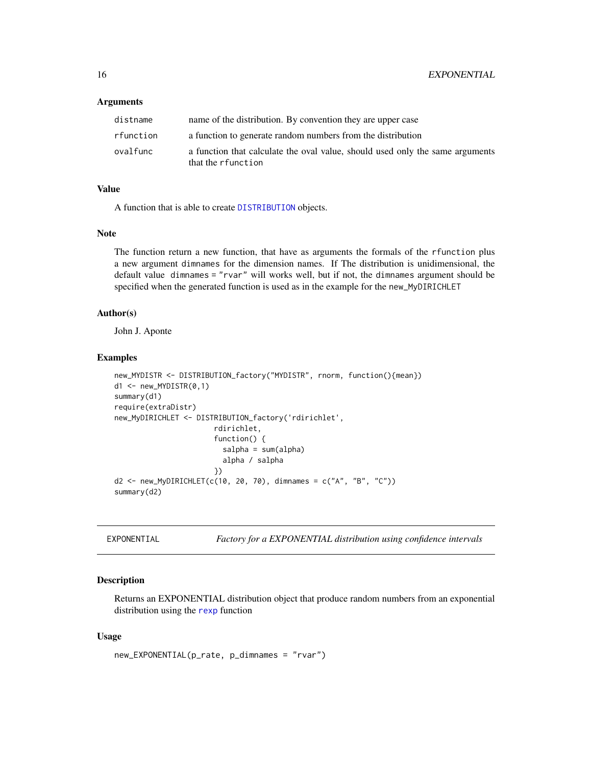### Arguments

| | |
|---|---|
| distname | name of the distribution. By convention they are upper case |
| rfunction | a function to generate random numbers from the distribution |
| ovalfunc | a function that calculate the oval value, should used only the same arguments that the rfunction |

### Value

A function that is able to create DISTRIBUTION objects.

### Note

The function return a new function, that have as arguments the formals of the rfunction plus a new argument dimnames for the dimension names. If The distribution is unidimensional, the default value dimnames = "rvar" will works well, but if not, the dimnames argument should be specified when the generated function is used as in the example for the new_MyDIRICHLET

### Author(s)

John J. Aponte

### Examples

```
new_MYDISTR <- DISTRIBUTION_factory("MYDISTR", rnorm, function(){mean})
d1 <- new_MYDISTR(0,1)
summary(d1)
require(extraDistr)
new_MyDIRICHLET <- DISTRIBUTION_factory('rdirichlet',
                       rdirichlet,
                       function() {
                         salpha = sum(alpha)
                         alpha / salpha
                       })
d2 <- new_MyDIRICHLET(c(10, 20, 70), dimnames = c("A", "B", "C"))
summary(d2)
```

---

## EXPONENTIAL *Factory for a EXPONENTIAL distribution using confidence intervals*

### Description

Returns an EXPONENTIAL distribution object that produce random numbers from an exponential distribution using the rexp function

### Usage

```
new_EXPONENTIAL(p_rate, p_dimnames = "rvar")
```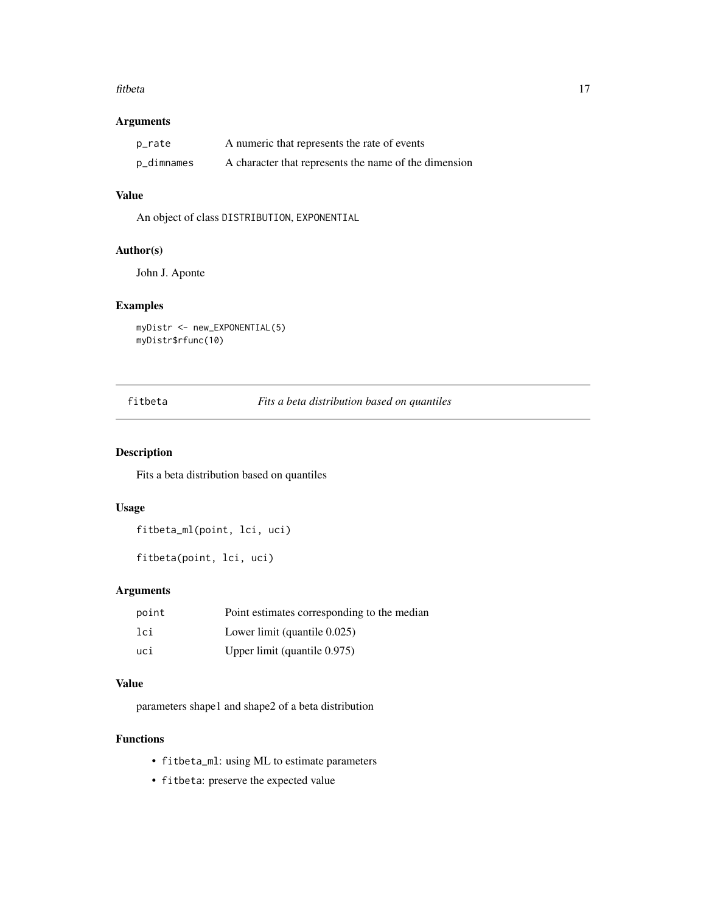### Arguments

| | |
|---|---|
| p_rate | A numeric that represents the rate of events |
| p_dimnames | A character that represents the name of the dimension |

### Value

An object of class DISTRIBUTION, EXPONENTIAL

### Author(s)

John J. Aponte

### Examples

```
myDistr <- new_EXPONENTIAL(5)
myDistr$rfunc(10)
```

---

## fitbeta — *Fits a beta distribution based on quantiles*

### Description

Fits a beta distribution based on quantiles

### Usage

```
fitbeta_ml(point, lci, uci)

fitbeta(point, lci, uci)
```

### Arguments

| | |
|---|---|
| point | Point estimates corresponding to the median |
| lci | Lower limit (quantile 0.025) |
| uci | Upper limit (quantile 0.975) |

### Value

parameters shape1 and shape2 of a beta distribution

### Functions

- fitbeta_ml: using ML to estimate parameters
- fitbeta: preserve the expected value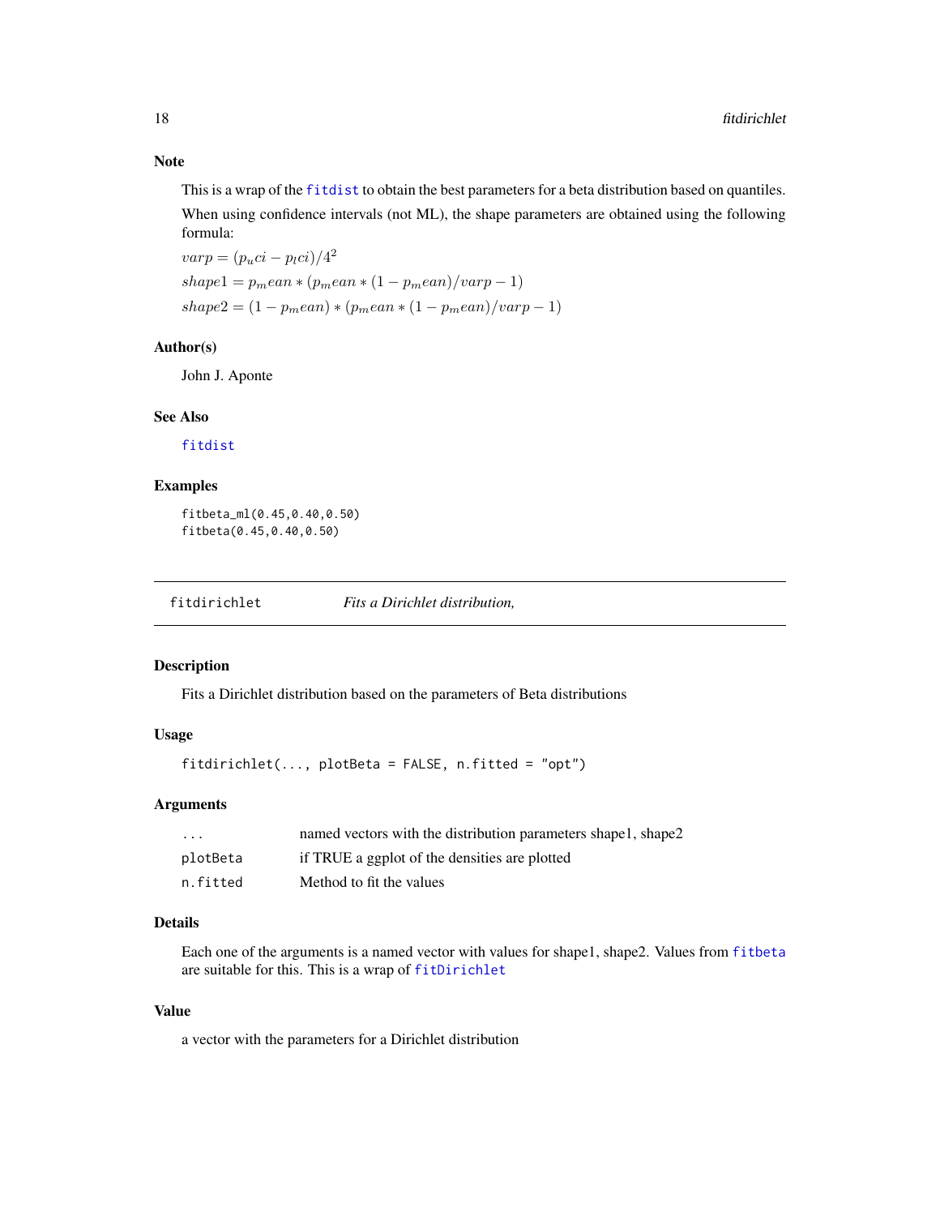### Note

This is a wrap of the `fitdist` to obtain the best parameters for a beta distribution based on quantiles.

When using confidence intervals (not ML), the shape parameters are obtained using the following formula:

$varp = (p_uci - p_lci)/4^2$

$shape1 = p_mean * (p_mean * (1 - p_mean)/varp - 1)$

$shape2 = (1 - p_mean) * (p_mean * (1 - p_mean)/varp - 1)$

### Author(s)

John J. Aponte

### See Also

`fitdist`

### Examples

```
fitbeta_ml(0.45,0.40,0.50)
fitbeta(0.45,0.40,0.50)
```

---

## fitdirichlet    *Fits a Dirichlet distribution,*

---

### Description

Fits a Dirichlet distribution based on the parameters of Beta distributions

### Usage

```
fitdirichlet(..., plotBeta = FALSE, n.fitted = "opt")
```

### Arguments

| | |
|---|---|
| `...` | named vectors with the distribution parameters shape1, shape2 |
| `plotBeta` | if TRUE a ggplot of the densities are plotted |
| `n.fitted` | Method to fit the values |

### Details

Each one of the arguments is a named vector with values for shape1, shape2. Values from `fitbeta` are suitable for this. This is a wrap of `fitDirichlet`

### Value

a vector with the parameters for a Dirichlet distribution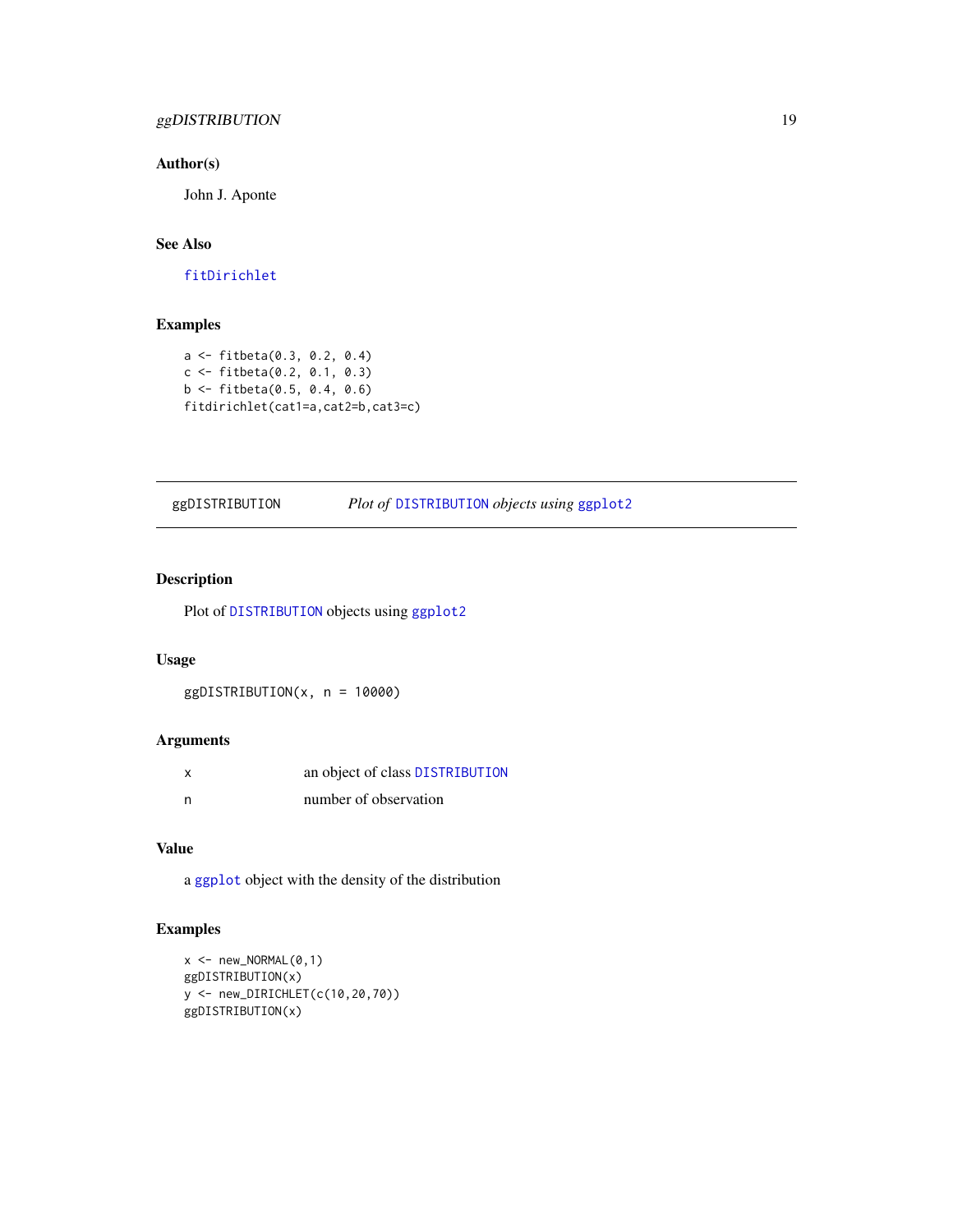### Author(s)

John J. Aponte

### See Also

fitDirichlet

### Examples

```
a <- fitbeta(0.3, 0.2, 0.4)
c <- fitbeta(0.2, 0.1, 0.3)
b <- fitbeta(0.5, 0.4, 0.6)
fitdirichlet(cat1=a,cat2=b,cat3=c)
```

---

## ggDISTRIBUTION — *Plot of DISTRIBUTION objects using ggplot2*

---

### Description

Plot of DISTRIBUTION objects using ggplot2

### Usage

```
ggDISTRIBUTION(x, n = 10000)
```

### Arguments

| | |
|---|---|
| x | an object of class DISTRIBUTION |
| n | number of observation |

### Value

a ggplot object with the density of the distribution

### Examples

```
x <- new_NORMAL(0,1)
ggDISTRIBUTION(x)
y <- new_DIRICHLET(c(10,20,70))
ggDISTRIBUTION(x)
```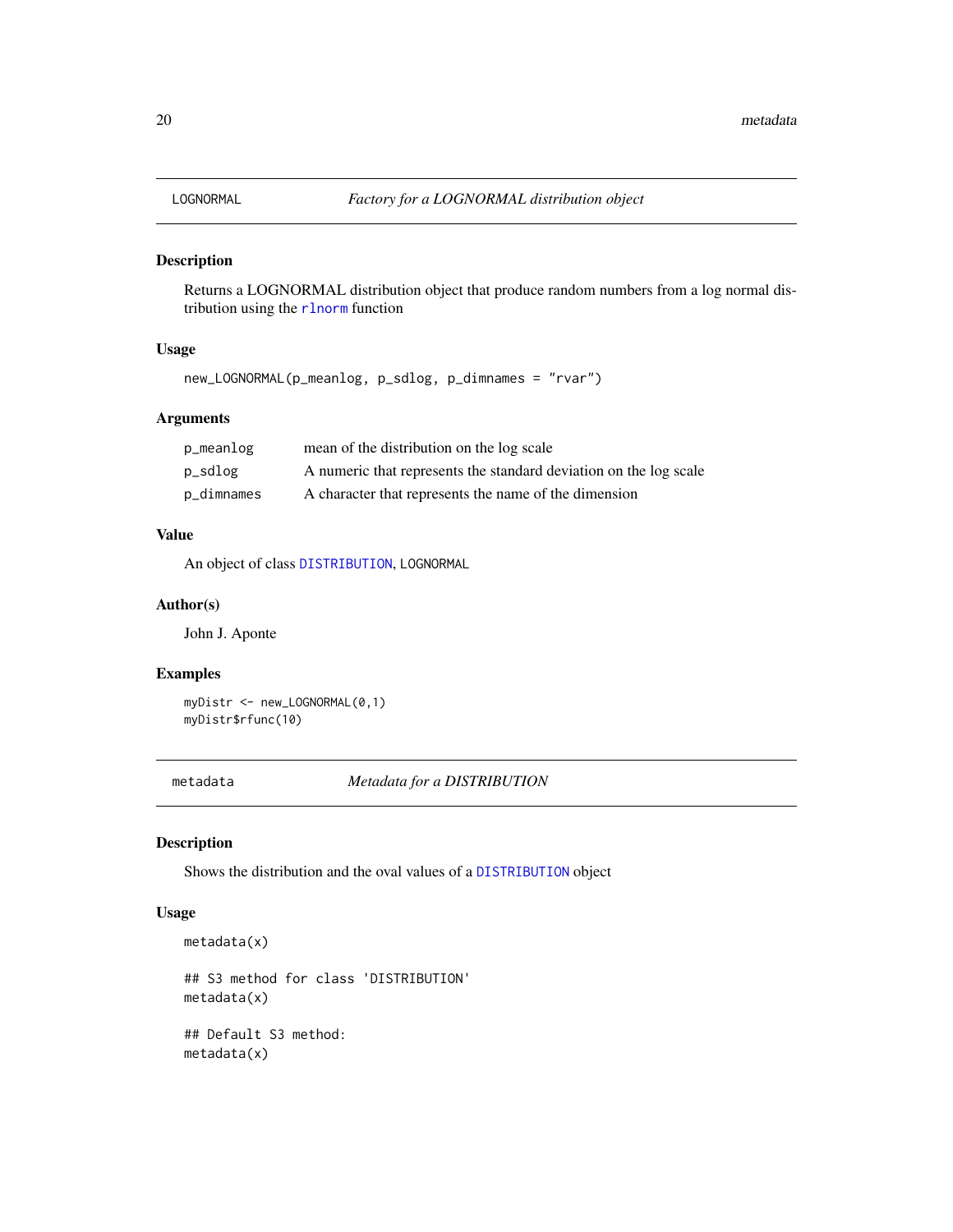## LOGNORMAL *Factory for a LOGNORMAL distribution object*

### Description

Returns a LOGNORMAL distribution object that produce random numbers from a log normal distribution using the `rlnorm` function

### Usage

```
new_LOGNORMAL(p_meanlog, p_sdlog, p_dimnames = "rvar")
```

### Arguments

| | |
|---|---|
| `p_meanlog` | mean of the distribution on the log scale |
| `p_sdlog` | A numeric that represents the standard deviation on the log scale |
| `p_dimnames` | A character that represents the name of the dimension |

### Value

An object of class `DISTRIBUTION`, `LOGNORMAL`

### Author(s)

John J. Aponte

### Examples

```
myDistr <- new_LOGNORMAL(0,1)
myDistr$rfunc(10)
```

## metadata *Metadata for a DISTRIBUTION*

### Description

Shows the distribution and the oval values of a `DISTRIBUTION` object

### Usage

```
metadata(x)

## S3 method for class 'DISTRIBUTION'
metadata(x)

## Default S3 method:
metadata(x)
```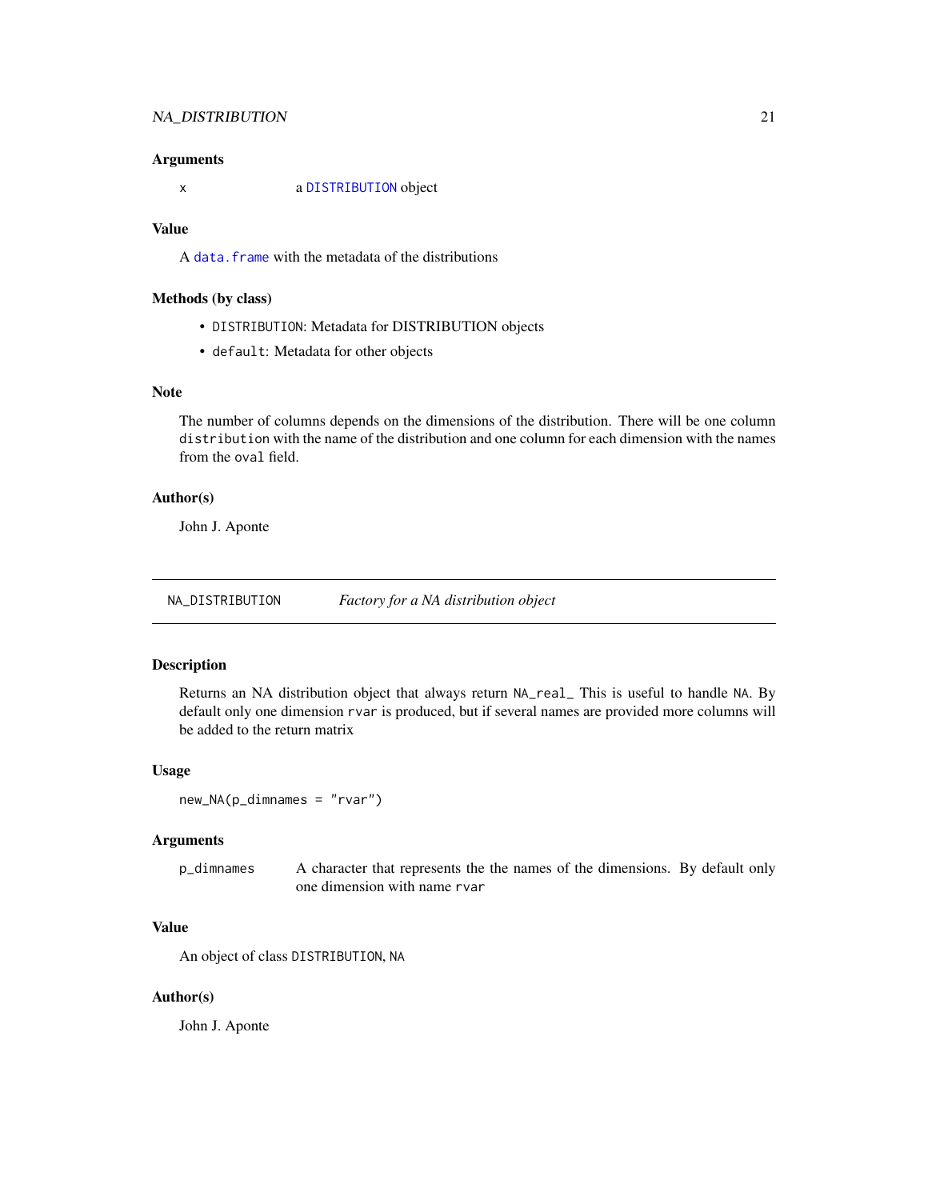### Arguments

x a `DISTRIBUTION` object

### Value

A `data.frame` with the metadata of the distributions

### Methods (by class)

- `DISTRIBUTION`: Metadata for DISTRIBUTION objects
- `default`: Metadata for other objects

### Note

The number of columns depends on the dimensions of the distribution. There will be one column `distribution` with the name of the distribution and one column for each dimension with the names from the `oval` field.

### Author(s)

John J. Aponte

---

## NA_DISTRIBUTION *Factory for a NA distribution object*

### Description

Returns an NA distribution object that always return `NA_real_` This is useful to handle `NA`. By default only one dimension `rvar` is produced, but if several names are provided more columns will be added to the return matrix

### Usage

```
new_NA(p_dimnames = "rvar")
```

### Arguments

`p_dimnames` A character that represents the the names of the dimensions. By default only one dimension with name `rvar`

### Value

An object of class `DISTRIBUTION`, `NA`

### Author(s)

John J. Aponte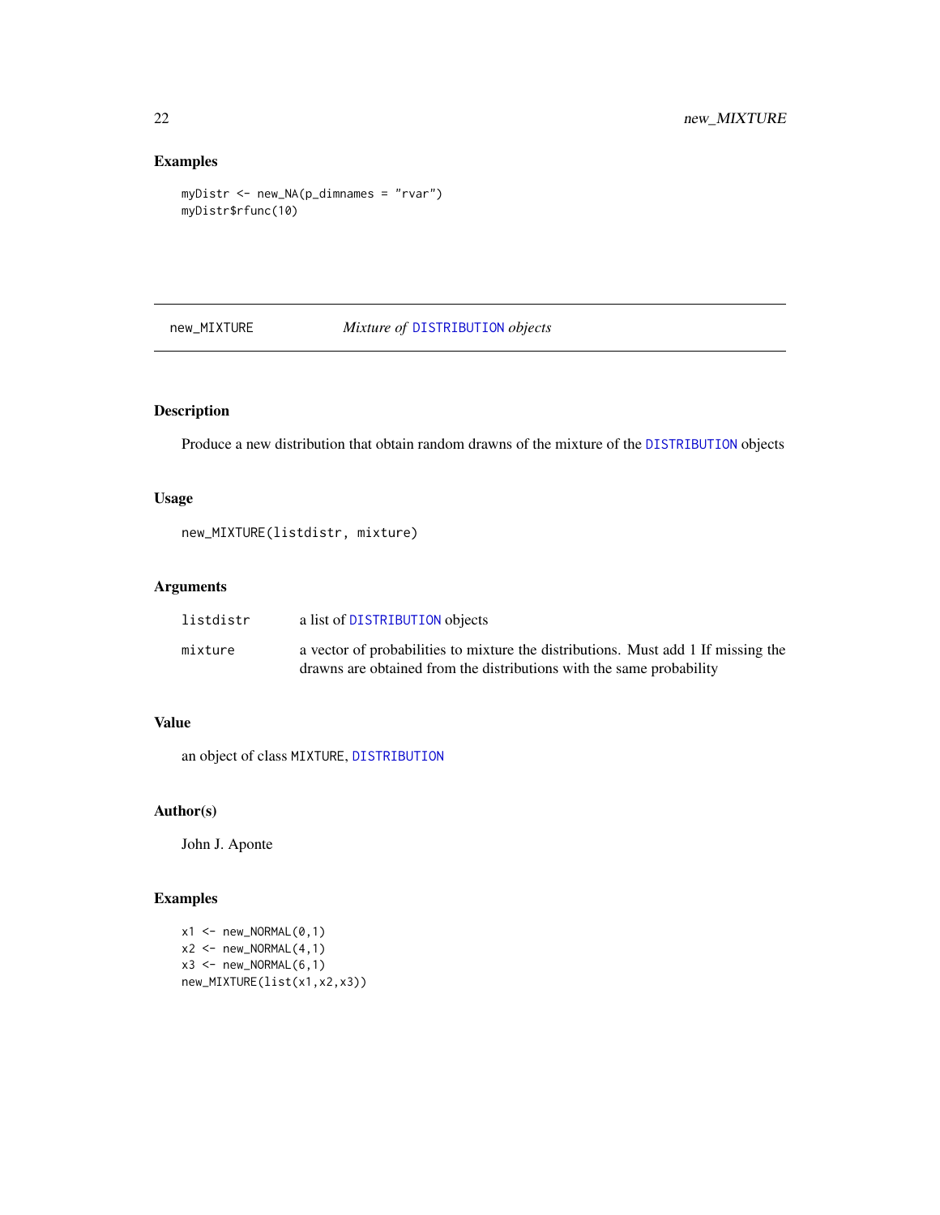## Examples

```
myDistr <- new_NA(p_dimnames = "rvar")
myDistr$rfunc(10)
```

---

# new_MIXTURE — *Mixture of* DISTRIBUTION *objects*

## Description

Produce a new distribution that obtain random drawns of the mixture of the DISTRIBUTION objects

## Usage

```
new_MIXTURE(listdistr, mixture)
```

## Arguments

| | |
|---|---|
| listdistr | a list of DISTRIBUTION objects |
| mixture | a vector of probabilities to mixture the distributions. Must add 1 If missing the drawns are obtained from the distributions with the same probability |

## Value

an object of class MIXTURE, DISTRIBUTION

## Author(s)

John J. Aponte

## Examples

```
x1 <- new_NORMAL(0,1)
x2 <- new_NORMAL(4,1)
x3 <- new_NORMAL(6,1)
new_MIXTURE(list(x1,x2,x3))
```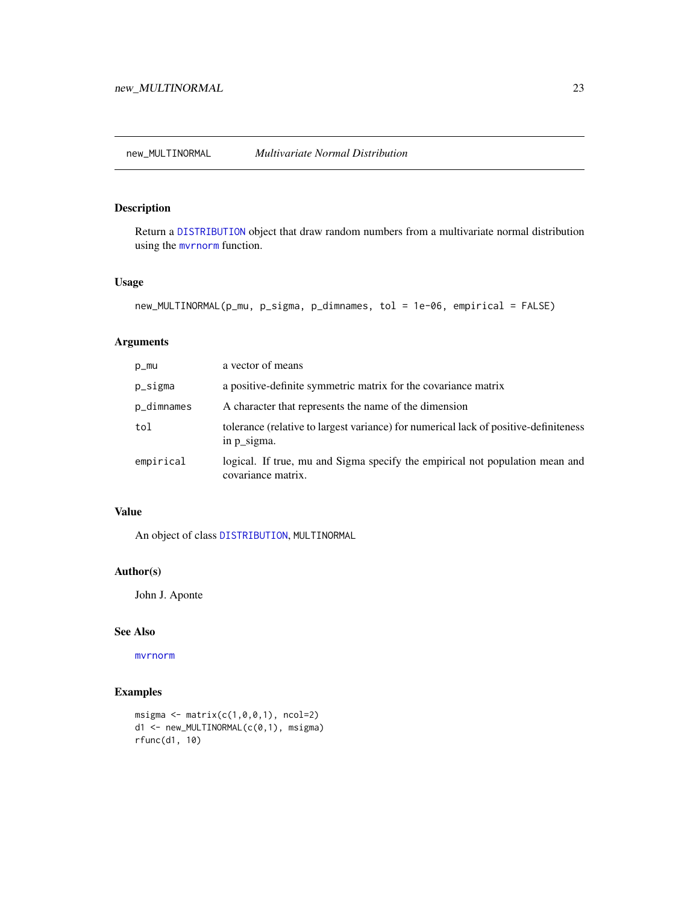# new_MULTINORMAL — *Multivariate Normal Distribution*

## Description

Return a DISTRIBUTION object that draw random numbers from a multivariate normal distribution using the mvrnorm function.

## Usage

```
new_MULTINORMAL(p_mu, p_sigma, p_dimnames, tol = 1e-06, empirical = FALSE)
```

## Arguments

| | |
|---|---|
| p_mu | a vector of means |
| p_sigma | a positive-definite symmetric matrix for the covariance matrix |
| p_dimnames | A character that represents the name of the dimension |
| tol | tolerance (relative to largest variance) for numerical lack of positive-definiteness in p_sigma. |
| empirical | logical. If true, mu and Sigma specify the empirical not population mean and covariance matrix. |

## Value

An object of class DISTRIBUTION, MULTINORMAL

## Author(s)

John J. Aponte

## See Also

mvrnorm

## Examples

```
msigma <- matrix(c(1,0,0,1), ncol=2)
d1 <- new_MULTINORMAL(c(0,1), msigma)
rfunc(d1, 10)
```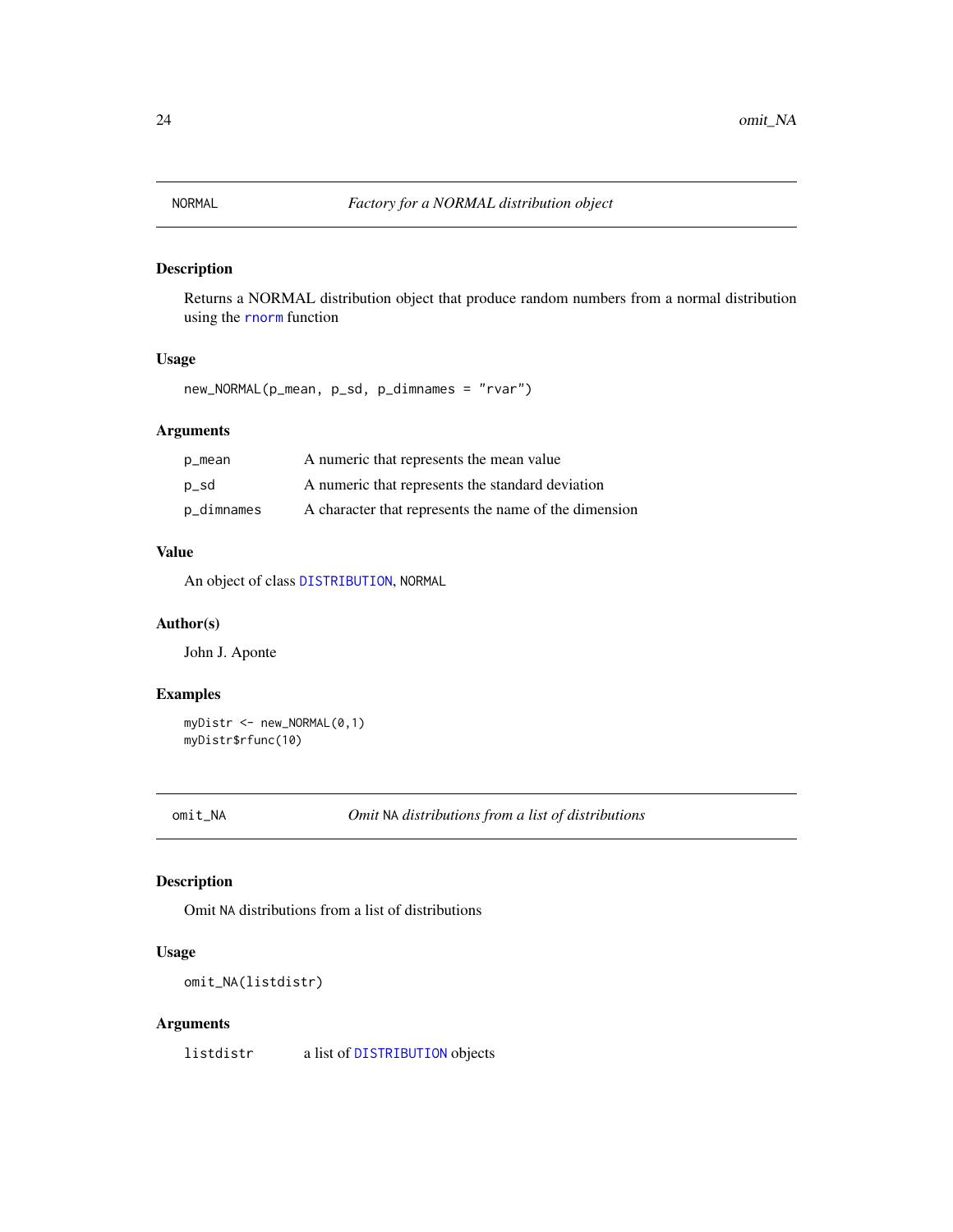## NORMAL — *Factory for a NORMAL distribution object*

### Description

Returns a NORMAL distribution object that produce random numbers from a normal distribution using the `rnorm` function

### Usage

```
new_NORMAL(p_mean, p_sd, p_dimnames = "rvar")
```

### Arguments

| | |
|---|---|
| `p_mean` | A numeric that represents the mean value |
| `p_sd` | A numeric that represents the standard deviation |
| `p_dimnames` | A character that represents the name of the dimension |

### Value

An object of class `DISTRIBUTION`, `NORMAL`

### Author(s)

John J. Aponte

### Examples

```
myDistr <- new_NORMAL(0,1)
myDistr$rfunc(10)
```

## omit_NA — *Omit `NA` distributions from a list of distributions*

### Description

Omit `NA` distributions from a list of distributions

### Usage

```
omit_NA(listdistr)
```

### Arguments

| | |
|---|---|
| `listdistr` | a list of `DISTRIBUTION` objects |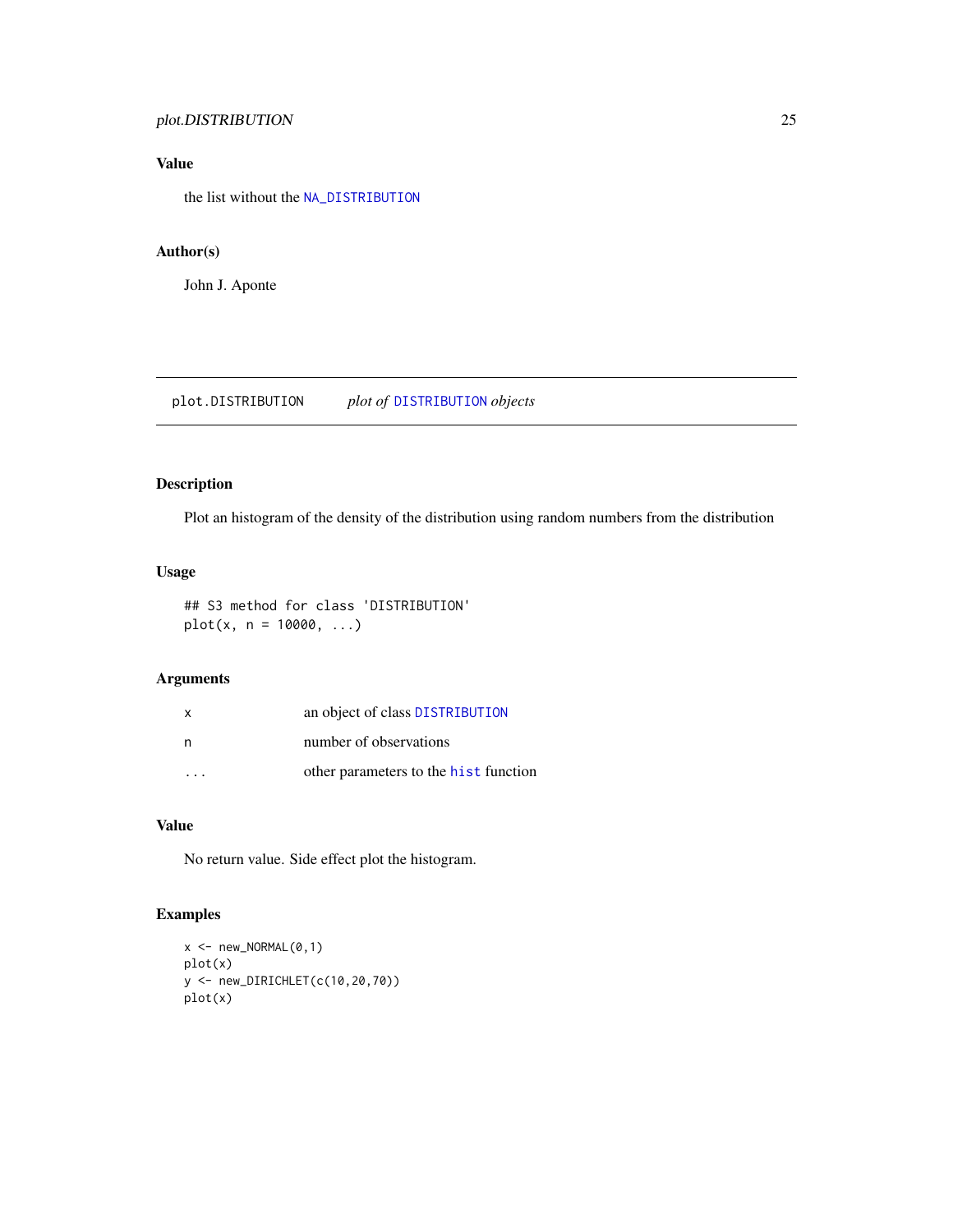### Value

the list without the NA_DISTRIBUTION

### Author(s)

John J. Aponte

---

## plot.DISTRIBUTION &nbsp;&nbsp;&nbsp; *plot of* DISTRIBUTION *objects*

---

### Description

Plot an histogram of the density of the distribution using random numbers from the distribution

### Usage

```
## S3 method for class 'DISTRIBUTION'
plot(x, n = 10000, ...)
```

### Arguments

| | |
|---|---|
| x | an object of class DISTRIBUTION |
| n | number of observations |
| ... | other parameters to the hist function |

### Value

No return value. Side effect plot the histogram.

### Examples

```
x <- new_NORMAL(0,1)
plot(x)
y <- new_DIRICHLET(c(10,20,70))
plot(x)
```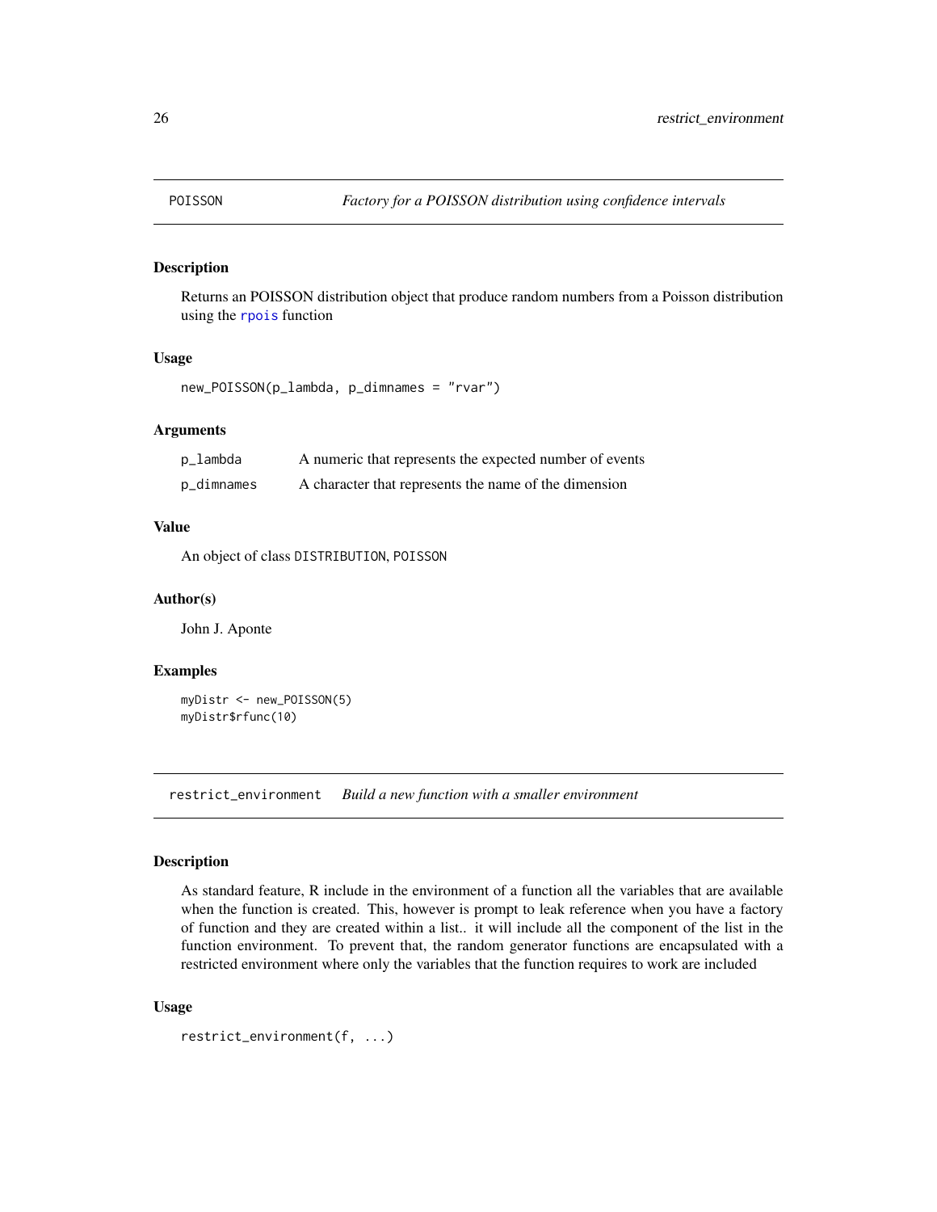## POISSON *Factory for a POISSON distribution using confidence intervals*

### Description

Returns an POISSON distribution object that produce random numbers from a Poisson distribution using the rpois function

### Usage

```
new_POISSON(p_lambda, p_dimnames = "rvar")
```

### Arguments

| | |
|---|---|
| p_lambda | A numeric that represents the expected number of events |
| p_dimnames | A character that represents the name of the dimension |

### Value

An object of class DISTRIBUTION, POISSON

### Author(s)

John J. Aponte

### Examples

```
myDistr <- new_POISSON(5)
myDistr$rfunc(10)
```

## restrict_environment *Build a new function with a smaller environment*

### Description

As standard feature, R include in the environment of a function all the variables that are available when the function is created. This, however is prompt to leak reference when you have a factory of function and they are created within a list.. it will include all the component of the list in the function environment. To prevent that, the random generator functions are encapsulated with a restricted environment where only the variables that the function requires to work are included

### Usage

```
restrict_environment(f, ...)
```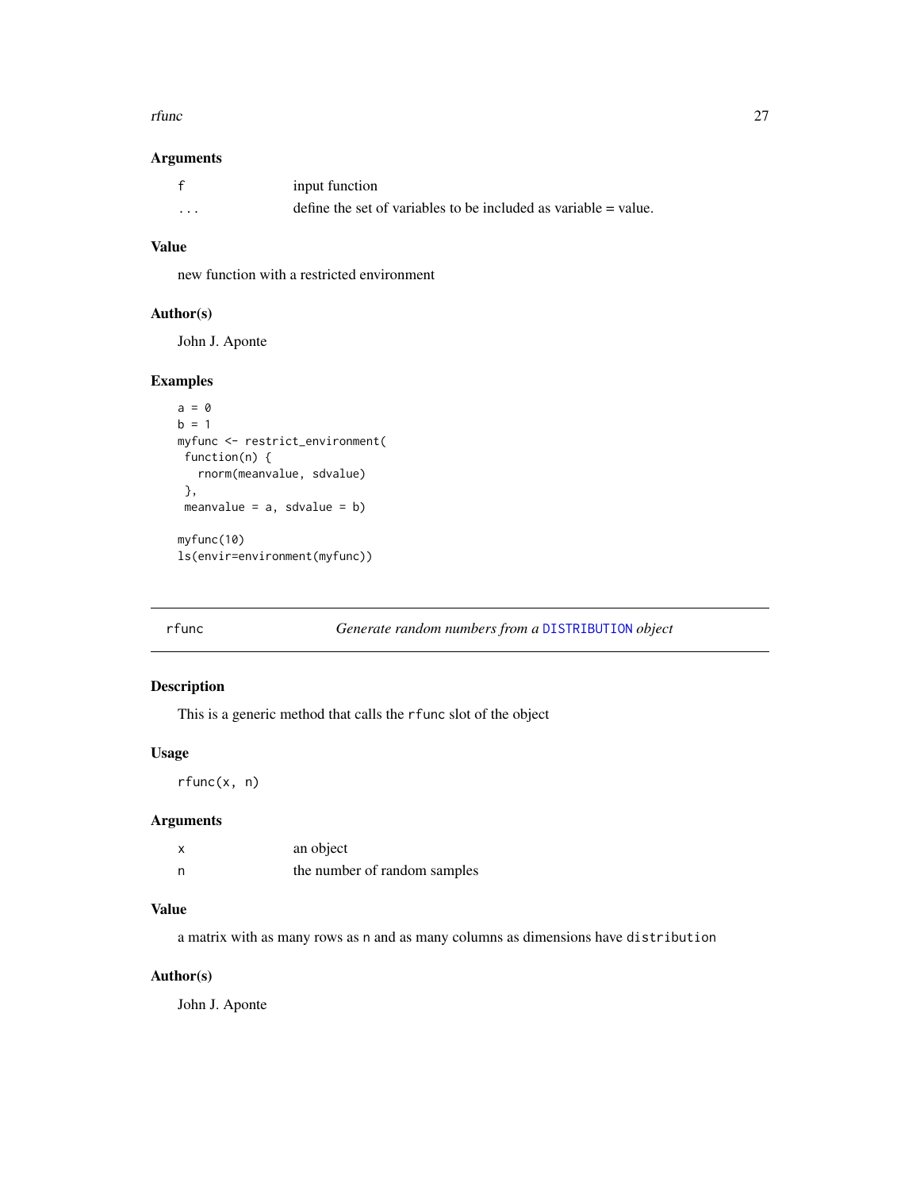### Arguments

| | |
|---|---|
| f | input function |
| ... | define the set of variables to be included as variable = value. |

### Value

new function with a restricted environment

### Author(s)

John J. Aponte

### Examples

```
a = 0
b = 1
myfunc <- restrict_environment(
 function(n) {
   rnorm(meanvalue, sdvalue)
 },
 meanvalue = a, sdvalue = b)

myfunc(10)
ls(envir=environment(myfunc))
```

---

## rfunc — *Generate random numbers from a* `DISTRIBUTION` *object*

---

### Description

This is a generic method that calls the `rfunc` slot of the object

### Usage

```
rfunc(x, n)
```

### Arguments

| | |
|---|---|
| x | an object |
| n | the number of random samples |

### Value

a matrix with as many rows as `n` and as many columns as dimensions have `distribution`

### Author(s)

John J. Aponte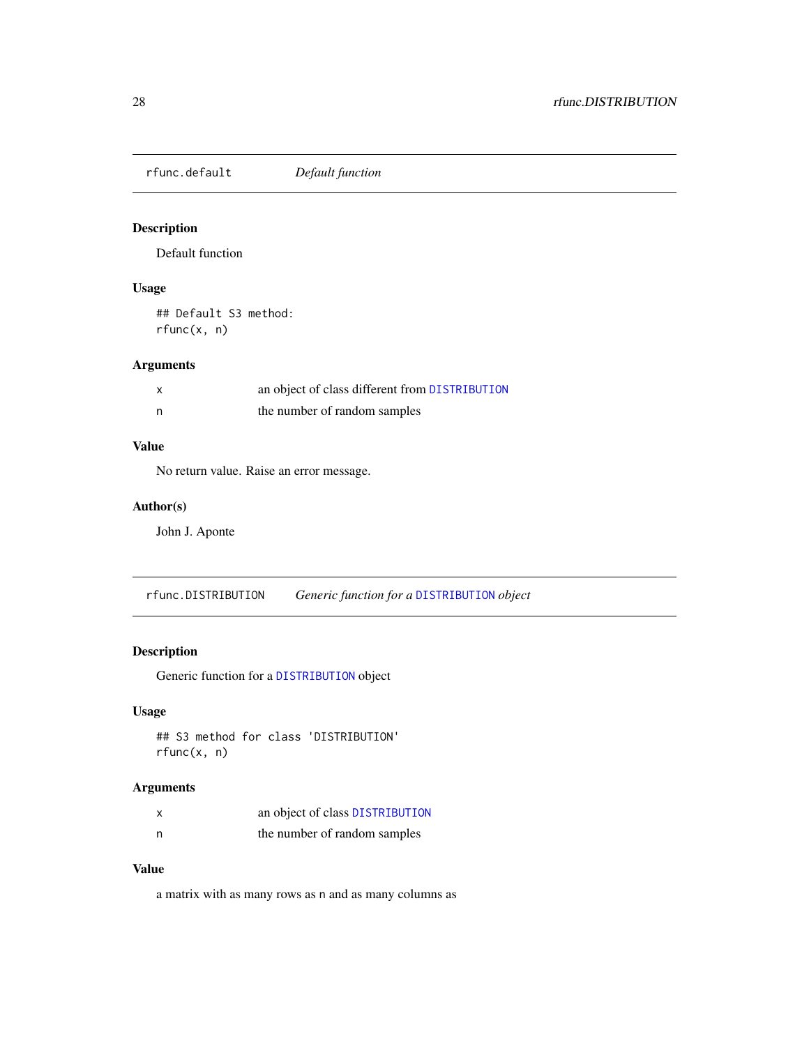## rfunc.default *Default function*

### Description

Default function

### Usage

```
## Default S3 method:
rfunc(x, n)
```

### Arguments

| | |
|---|---|
| x | an object of class different from DISTRIBUTION |
| n | the number of random samples |

### Value

No return value. Raise an error message.

### Author(s)

John J. Aponte

## rfunc.DISTRIBUTION *Generic function for a DISTRIBUTION object*

### Description

Generic function for a DISTRIBUTION object

### Usage

```
## S3 method for class 'DISTRIBUTION'
rfunc(x, n)
```

### Arguments

| | |
|---|---|
| x | an object of class DISTRIBUTION |
| n | the number of random samples |

### Value

a matrix with as many rows as n and as many columns as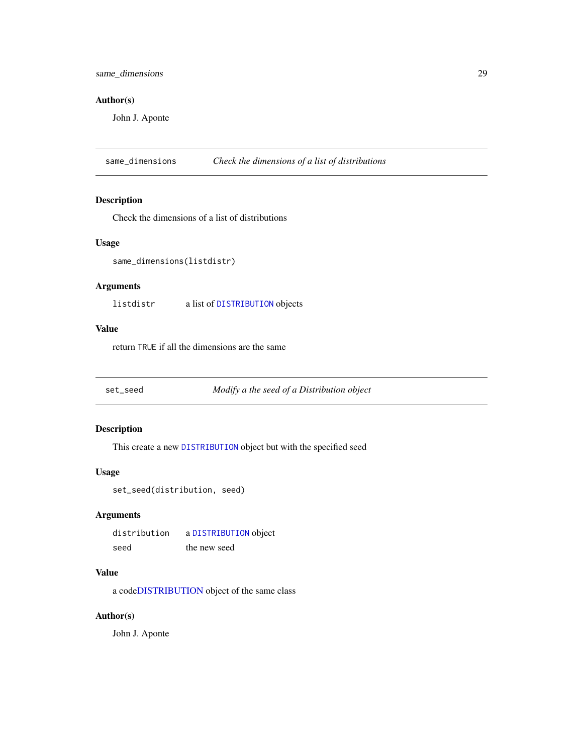### Author(s)

John J. Aponte

## same_dimensions — *Check the dimensions of a list of distributions*

### Description

Check the dimensions of a list of distributions

### Usage

```
same_dimensions(listdistr)
```

### Arguments

| | |
|---|---|
| `listdistr` | a list of `DISTRIBUTION` objects |

### Value

return `TRUE` if all the dimensions are the same

## set_seed — *Modify a the seed of a Distribution object*

### Description

This create a new `DISTRIBUTION` object but with the specified seed

### Usage

```
set_seed(distribution, seed)
```

### Arguments

| | |
|---|---|
| `distribution` | a `DISTRIBUTION` object |
| `seed` | the new seed |

### Value

a codeDISTRIBUTION object of the same class

### Author(s)

John J. Aponte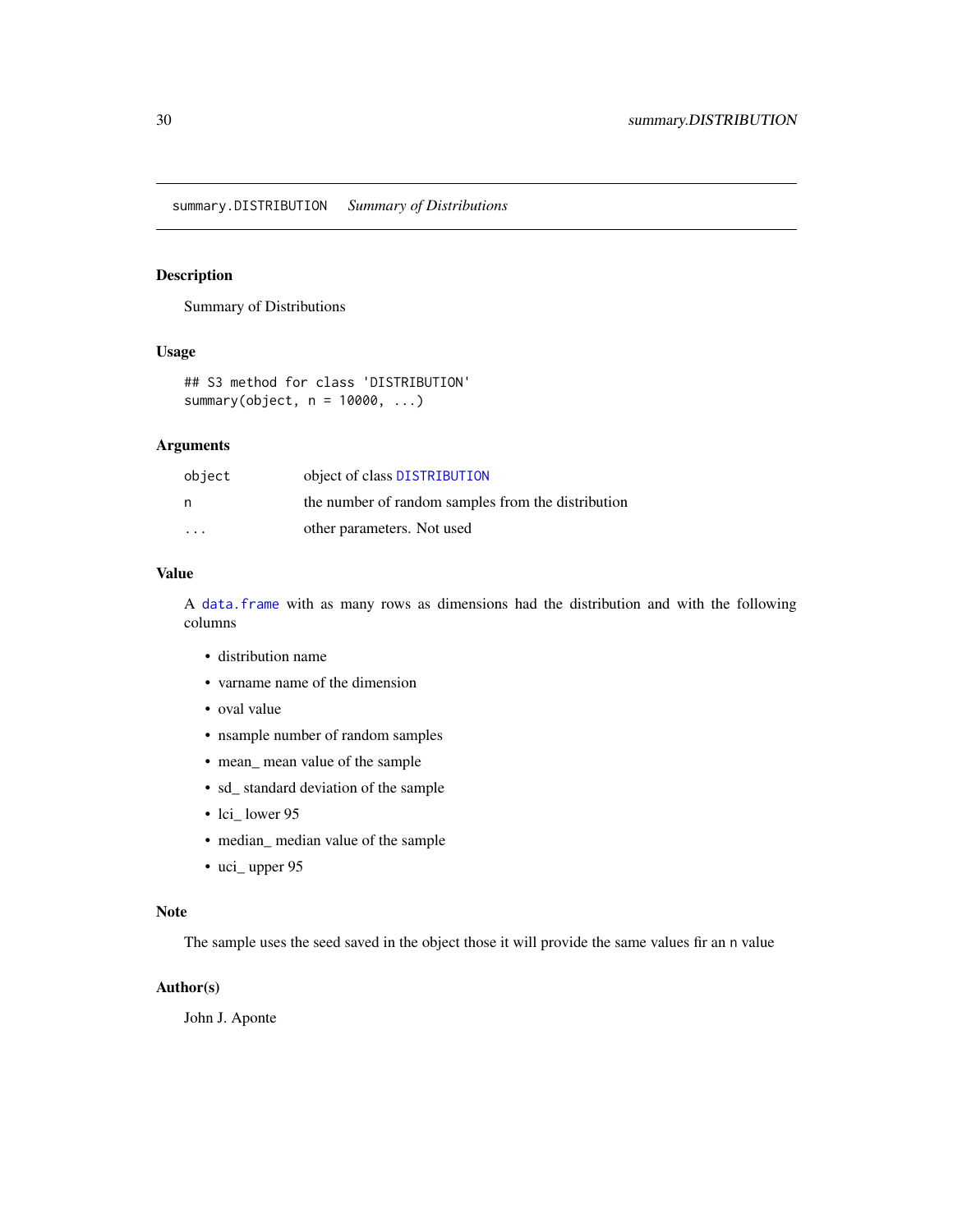# summary.DISTRIBUTION *Summary of Distributions*

## Description

Summary of Distributions

## Usage

```
## S3 method for class 'DISTRIBUTION'
summary(object, n = 10000, ...)
```

## Arguments

| | |
|---|---|
| object | object of class DISTRIBUTION |
| n | the number of random samples from the distribution |
| ... | other parameters. Not used |

## Value

A data.frame with as many rows as dimensions had the distribution and with the following columns

- distribution name
- varname name of the dimension
- oval value
- nsample number of random samples
- mean_ mean value of the sample
- sd_ standard deviation of the sample
- lci_ lower 95
- median_ median value of the sample
- uci_ upper 95

## Note

The sample uses the seed saved in the object those it will provide the same values fir an `n` value

## Author(s)

John J. Aponte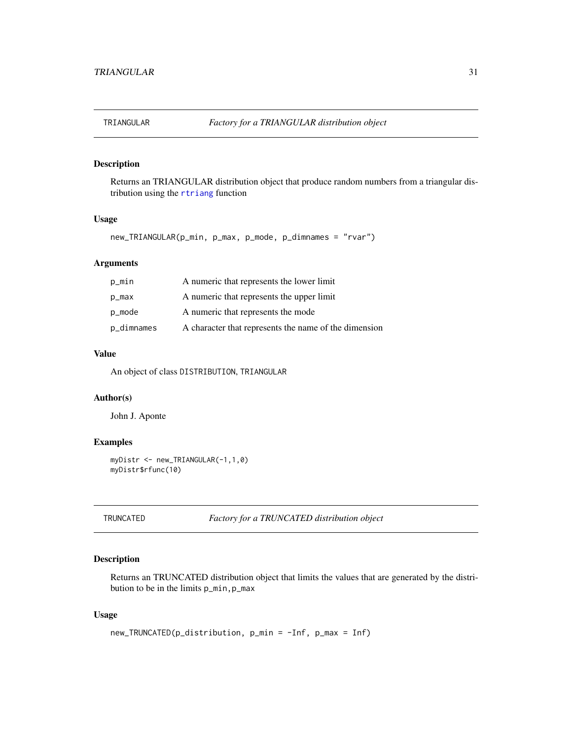## TRIANGULAR — *Factory for a TRIANGULAR distribution object*

### Description

Returns an TRIANGULAR distribution object that produce random numbers from a triangular distribution using the rtriang function

### Usage

```
new_TRIANGULAR(p_min, p_max, p_mode, p_dimnames = "rvar")
```

### Arguments

| | |
|---|---|
| p_min | A numeric that represents the lower limit |
| p_max | A numeric that represents the upper limit |
| p_mode | A numeric that represents the mode |
| p_dimnames | A character that represents the name of the dimension |

### Value

An object of class DISTRIBUTION, TRIANGULAR

### Author(s)

John J. Aponte

### Examples

```
myDistr <- new_TRIANGULAR(-1,1,0)
myDistr$rfunc(10)
```

## TRUNCATED — *Factory for a TRUNCATED distribution object*

### Description

Returns an TRUNCATED distribution object that limits the values that are generated by the distribution to be in the limits p_min,p_max

### Usage

```
new_TRUNCATED(p_distribution, p_min = -Inf, p_max = Inf)
```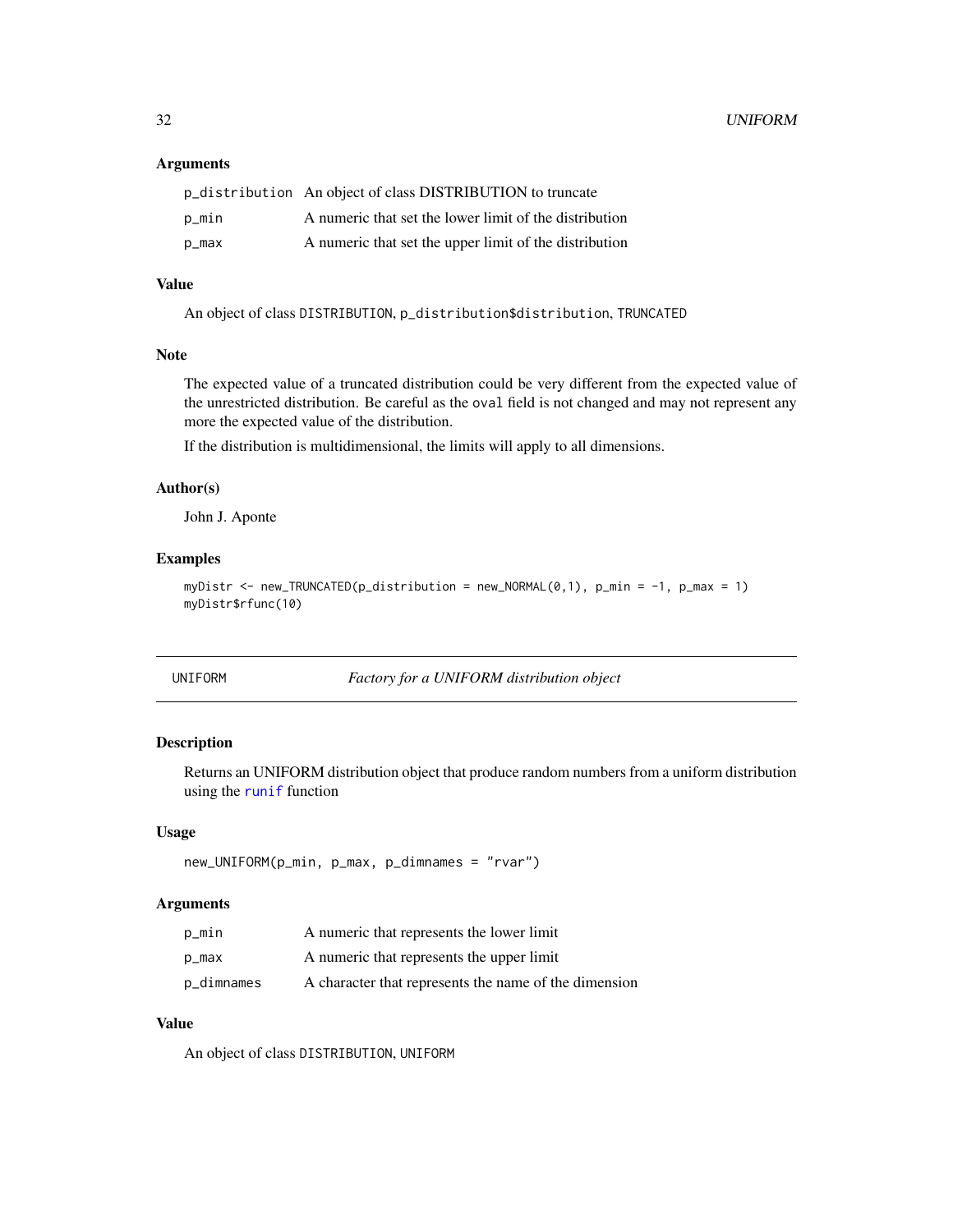### Arguments

| | |
|---|---|
| p_distribution | An object of class DISTRIBUTION to truncate |
| p_min | A numeric that set the lower limit of the distribution |
| p_max | A numeric that set the upper limit of the distribution |

### Value

An object of class DISTRIBUTION, p_distribution$distribution, TRUNCATED

### Note

The expected value of a truncated distribution could be very different from the expected value of the unrestricted distribution. Be careful as the oval field is not changed and may not represent any more the expected value of the distribution.

If the distribution is multidimensional, the limits will apply to all dimensions.

### Author(s)

John J. Aponte

### Examples

```
myDistr <- new_TRUNCATED(p_distribution = new_NORMAL(0,1), p_min = -1, p_max = 1)
myDistr$rfunc(10)
```

---

## UNIFORM — *Factory for a UNIFORM distribution object*

### Description

Returns an UNIFORM distribution object that produce random numbers from a uniform distribution using the runif function

### Usage

```
new_UNIFORM(p_min, p_max, p_dimnames = "rvar")
```

### Arguments

| | |
|---|---|
| p_min | A numeric that represents the lower limit |
| p_max | A numeric that represents the upper limit |
| p_dimnames | A character that represents the name of the dimension |

### Value

An object of class DISTRIBUTION, UNIFORM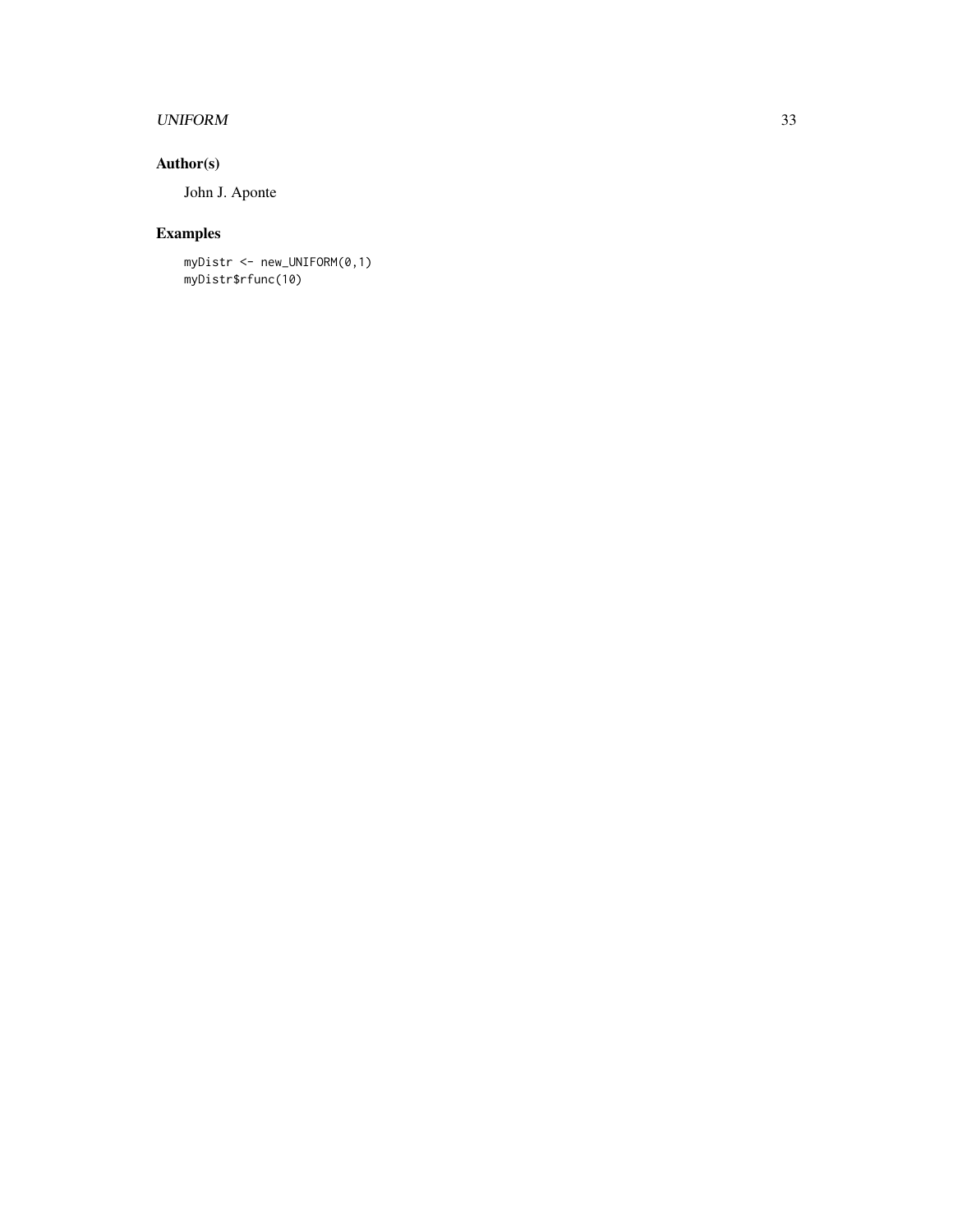## Author(s)

John J. Aponte

## Examples

```
myDistr <- new_UNIFORM(0,1)
myDistr$rfunc(10)
```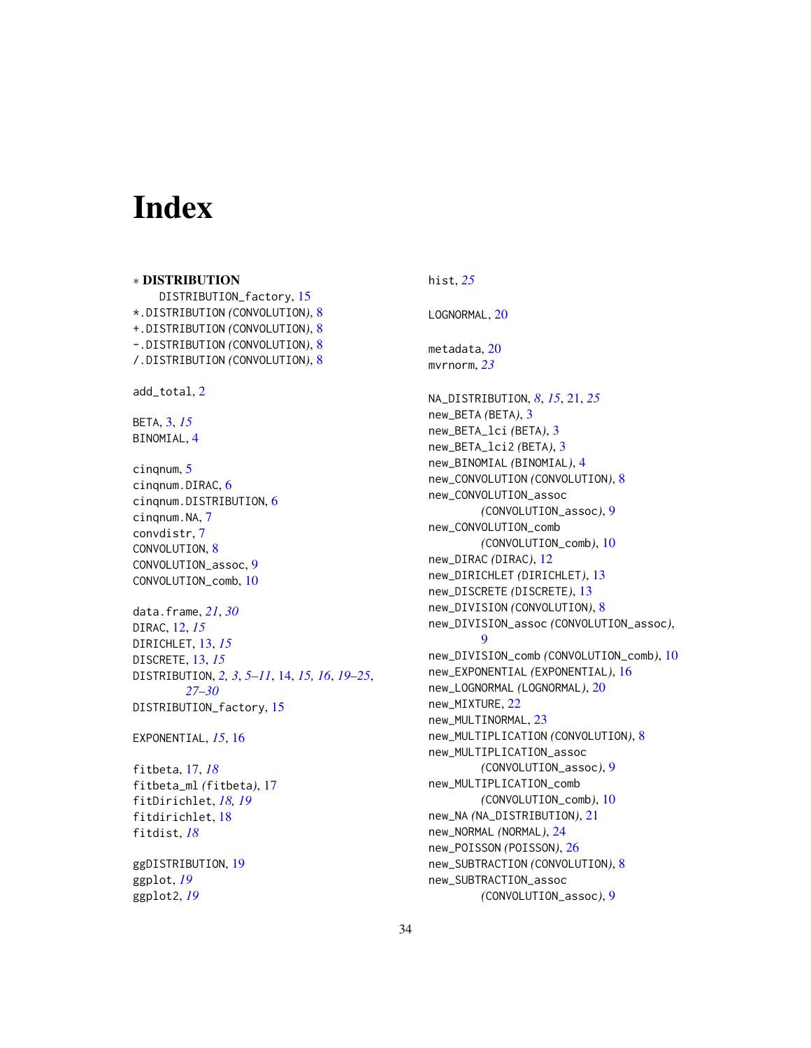# Index

∗ **DISTRIBUTION**
  DISTRIBUTION_factory, 15
*.DISTRIBUTION *(*CONVOLUTION*)*, 8
+.DISTRIBUTION *(*CONVOLUTION*)*, 8
-.DISTRIBUTION *(*CONVOLUTION*)*, 8
/.DISTRIBUTION *(*CONVOLUTION*)*, 8

add_total, 2

BETA, 3, *15*
BINOMIAL, 4

cinqnum, 5
cinqnum.DIRAC, 6
cinqnum.DISTRIBUTION, 6
cinqnum.NA, 7
convdistr, 7
CONVOLUTION, 8
CONVOLUTION_assoc, 9
CONVOLUTION_comb, 10

data.frame, *21*, *30*
DIRAC, 12, *15*
DIRICHLET, 13, *15*
DISCRETE, 13, *15*
DISTRIBUTION, *2, 3*, *5–11*, 14, *15, 16*, *19–25*, *27–30*
DISTRIBUTION_factory, 15

EXPONENTIAL, *15*, 16

fitbeta, 17, *18*
fitbeta_ml *(*fitbeta*)*, 17
fitDirichlet, *18, 19*
fitdirichlet, 18
fitdist, *18*

ggDISTRIBUTION, 19
ggplot, *19*
ggplot2, *19*

hist, *25*

LOGNORMAL, 20

metadata, 20
mvrnorm, *23*

NA_DISTRIBUTION, *8*, *15*, 21, *25*
new_BETA *(*BETA*)*, 3
new_BETA_lci *(*BETA*)*, 3
new_BETA_lci2 *(*BETA*)*, 3
new_BINOMIAL *(*BINOMIAL*)*, 4
new_CONVOLUTION *(*CONVOLUTION*)*, 8
new_CONVOLUTION_assoc *(*CONVOLUTION_assoc*)*, 9
new_CONVOLUTION_comb *(*CONVOLUTION_comb*)*, 10
new_DIRAC *(*DIRAC*)*, 12
new_DIRICHLET *(*DIRICHLET*)*, 13
new_DISCRETE *(*DISCRETE*)*, 13
new_DIVISION *(*CONVOLUTION*)*, 8
new_DIVISION_assoc *(*CONVOLUTION_assoc*)*, 9
new_DIVISION_comb *(*CONVOLUTION_comb*)*, 10
new_EXPONENTIAL *(*EXPONENTIAL*)*, 16
new_LOGNORMAL *(*LOGNORMAL*)*, 20
new_MIXTURE, 22
new_MULTINORMAL, 23
new_MULTIPLICATION *(*CONVOLUTION*)*, 8
new_MULTIPLICATION_assoc *(*CONVOLUTION_assoc*)*, 9
new_MULTIPLICATION_comb *(*CONVOLUTION_comb*)*, 10
new_NA *(*NA_DISTRIBUTION*)*, 21
new_NORMAL *(*NORMAL*)*, 24
new_POISSON *(*POISSON*)*, 26
new_SUBTRACTION *(*CONVOLUTION*)*, 8
new_SUBTRACTION_assoc *(*CONVOLUTION_assoc*)*, 9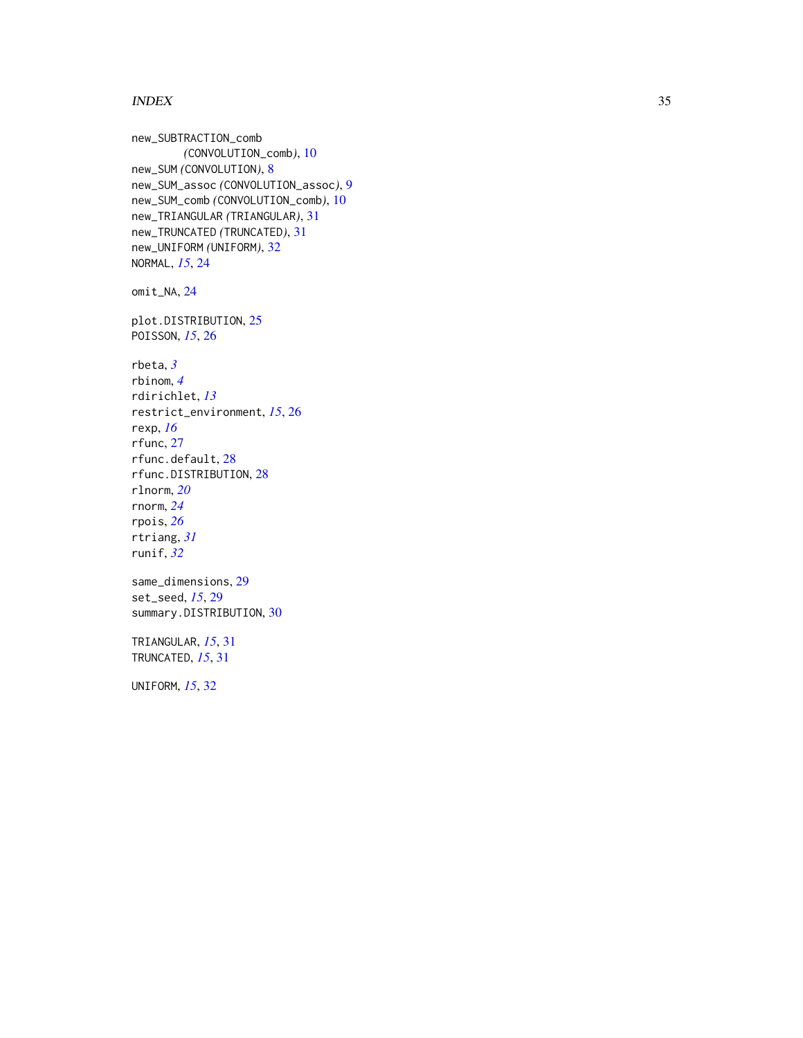new_SUBTRACTION_comb
    *(CONVOLUTION_comb)*, 10
new_SUM *(CONVOLUTION)*, 8
new_SUM_assoc *(CONVOLUTION_assoc)*, 9
new_SUM_comb *(CONVOLUTION_comb)*, 10
new_TRIANGULAR *(TRIANGULAR)*, 31
new_TRUNCATED *(TRUNCATED)*, 31
new_UNIFORM *(UNIFORM)*, 32
NORMAL, *15*, 24

omit_NA, 24

plot.DISTRIBUTION, 25
POISSON, *15*, 26

rbeta, *3*
rbinom, *4*
rdirichlet, *13*
restrict_environment, *15*, 26
rexp, *16*
rfunc, 27
rfunc.default, 28
rfunc.DISTRIBUTION, 28
rlnorm, *20*
rnorm, *24*
rpois, *26*
rtriang, *31*
runif, *32*

same_dimensions, 29
set_seed, *15*, 29
summary.DISTRIBUTION, 30

TRIANGULAR, *15*, 31
TRUNCATED, *15*, 31

UNIFORM, *15*, 32